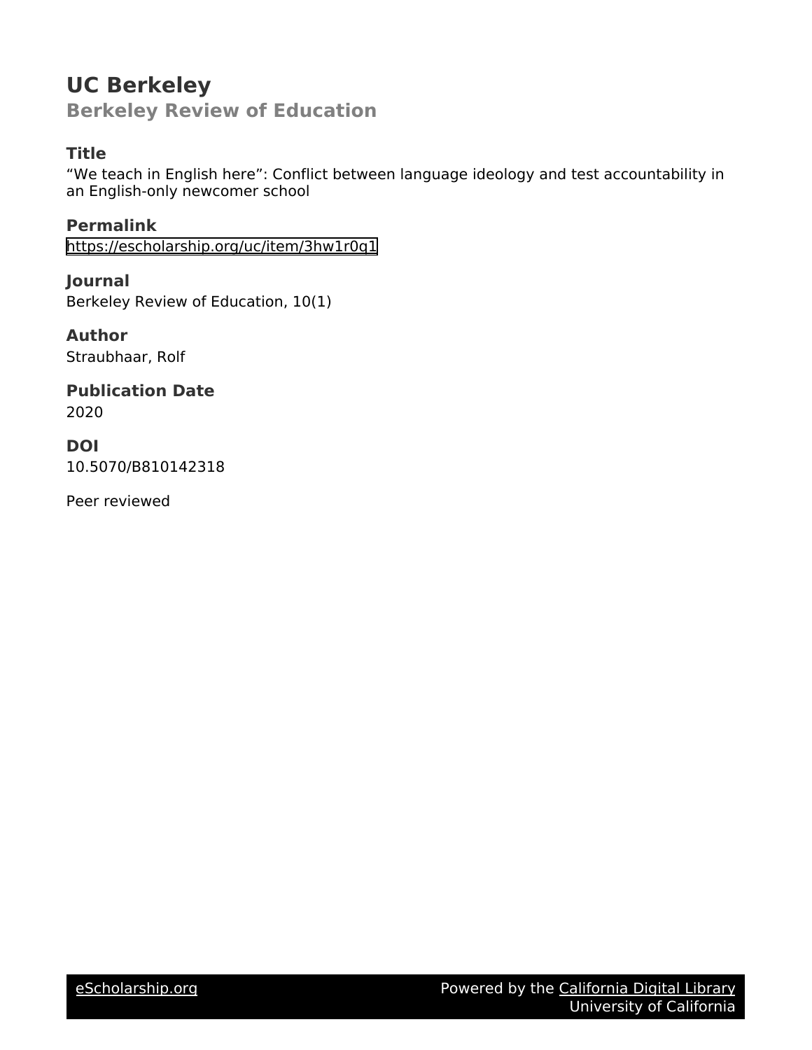# UC Berkeley

## Berkeley Review of Education

### Title

"We teach in English here": Conflict between language ideology and test accountability in an English-only newcomer school

### Permalink

https://escholarship.org/uc/item/3hw1r0q1

### Journal

Berkeley Review of Education, 10(1)

### Author

Straubhaar, Rolf

### Publication Date

2020

### DOI

10.5070/B810142318

Peer reviewed

eScholarship.org Powered by the California Digital Library University of California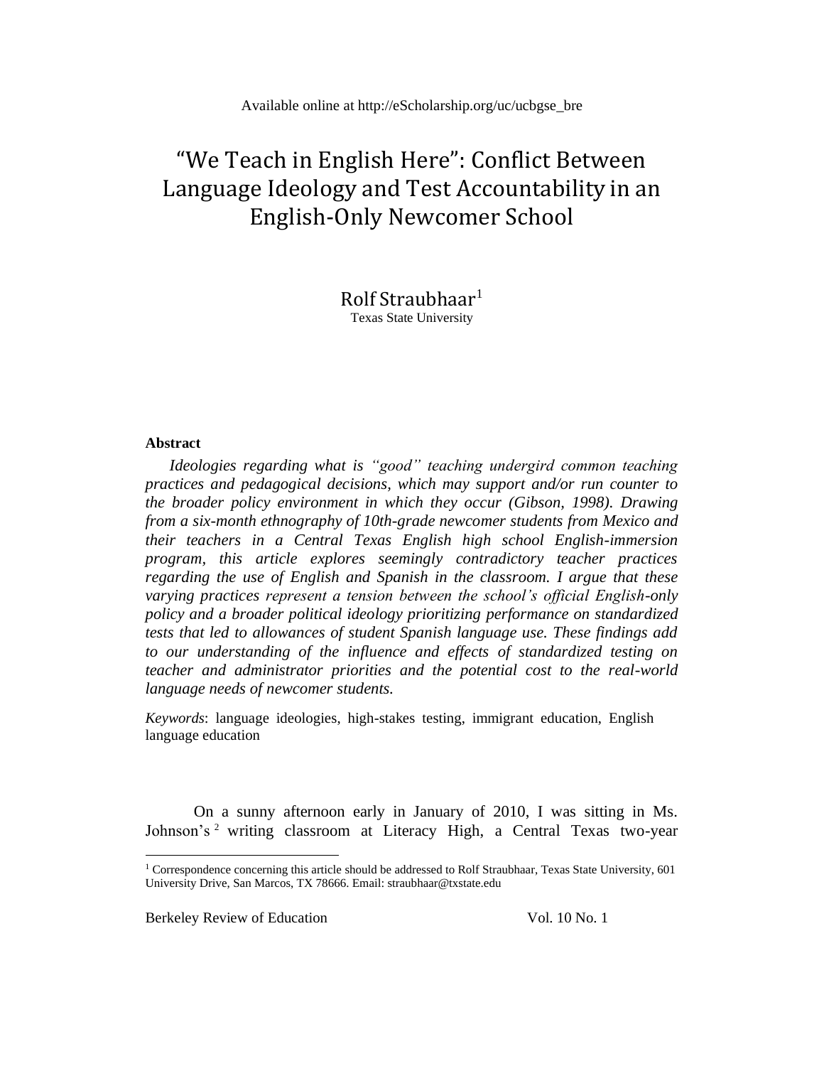Available online at http://eScholarship.org/uc/ucbgse_bre

# "We Teach in English Here": Conflict Between Language Ideology and Test Accountability in an English-Only Newcomer School

Rolf Straubhaar[1]
Texas State University

**Abstract**

*Ideologies regarding what is "good" teaching undergird common teaching practices and pedagogical decisions, which may support and/or run counter to the broader policy environment in which they occur (Gibson, 1998). Drawing from a six-month ethnography of 10th-grade newcomer students from Mexico and their teachers in a Central Texas English high school English-immersion program, this article explores seemingly contradictory teacher practices regarding the use of English and Spanish in the classroom. I argue that these varying practices represent a tension between the school's official English-only policy and a broader political ideology prioritizing performance on standardized tests that led to allowances of student Spanish language use. These findings add to our understanding of the influence and effects of standardized testing on teacher and administrator priorities and the potential cost to the real-world language needs of newcomer students.*

*Keywords*: language ideologies, high-stakes testing, immigrant education, English language education

On a sunny afternoon early in January of 2010, I was sitting in Ms. Johnson's [2] writing classroom at Literacy High, a Central Texas two-year

[1] Correspondence concerning this article should be addressed to Rolf Straubhaar, Texas State University, 601 University Drive, San Marcos, TX 78666. Email: straubhaar@txstate.edu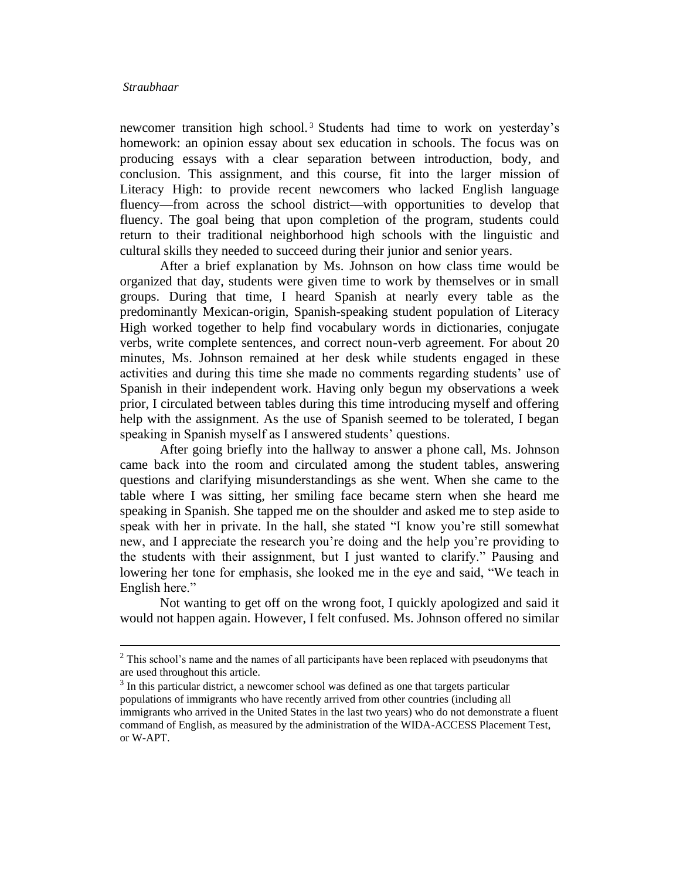newcomer transition high school.[3] Students had time to work on yesterday's homework: an opinion essay about sex education in schools. The focus was on producing essays with a clear separation between introduction, body, and conclusion. This assignment, and this course, fit into the larger mission of Literacy High: to provide recent newcomers who lacked English language fluency—from across the school district—with opportunities to develop that fluency. The goal being that upon completion of the program, students could return to their traditional neighborhood high schools with the linguistic and cultural skills they needed to succeed during their junior and senior years.

After a brief explanation by Ms. Johnson on how class time would be organized that day, students were given time to work by themselves or in small groups. During that time, I heard Spanish at nearly every table as the predominantly Mexican-origin, Spanish-speaking student population of Literacy High worked together to help find vocabulary words in dictionaries, conjugate verbs, write complete sentences, and correct noun-verb agreement. For about 20 minutes, Ms. Johnson remained at her desk while students engaged in these activities and during this time she made no comments regarding students' use of Spanish in their independent work. Having only begun my observations a week prior, I circulated between tables during this time introducing myself and offering help with the assignment. As the use of Spanish seemed to be tolerated, I began speaking in Spanish myself as I answered students' questions.

After going briefly into the hallway to answer a phone call, Ms. Johnson came back into the room and circulated among the student tables, answering questions and clarifying misunderstandings as she went. When she came to the table where I was sitting, her smiling face became stern when she heard me speaking in Spanish. She tapped me on the shoulder and asked me to step aside to speak with her in private. In the hall, she stated "I know you're still somewhat new, and I appreciate the research you're doing and the help you're providing to the students with their assignment, but I just wanted to clarify." Pausing and lowering her tone for emphasis, she looked me in the eye and said, "We teach in English here."

Not wanting to get off on the wrong foot, I quickly apologized and said it would not happen again. However, I felt confused. Ms. Johnson offered no similar

---

[2] This school's name and the names of all participants have been replaced with pseudonyms that are used throughout this article.

[3] In this particular district, a newcomer school was defined as one that targets particular populations of immigrants who have recently arrived from other countries (including all immigrants who arrived in the United States in the last two years) who do not demonstrate a fluent command of English, as measured by the administration of the WIDA-ACCESS Placement Test, or W-APT.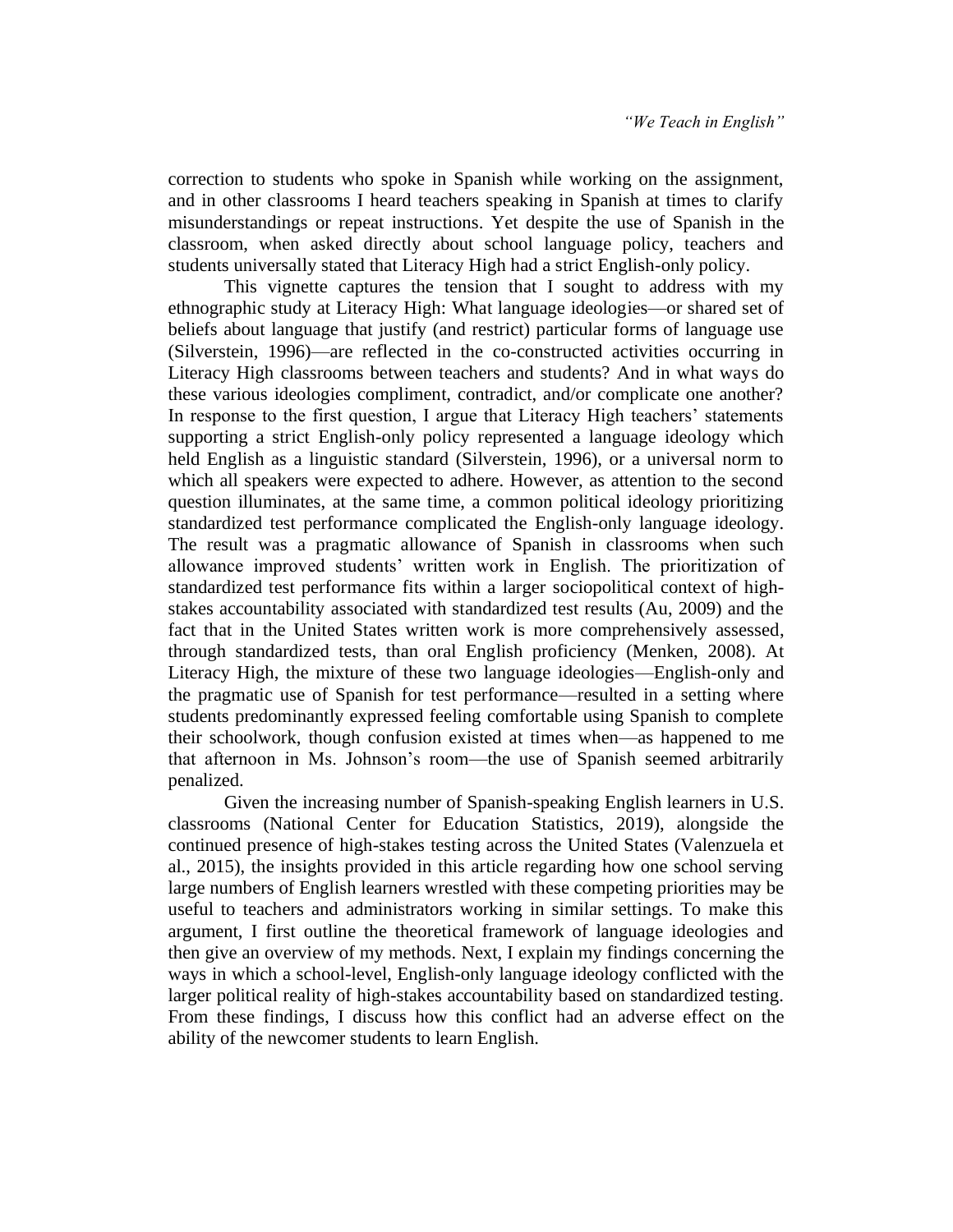correction to students who spoke in Spanish while working on the assignment, and in other classrooms I heard teachers speaking in Spanish at times to clarify misunderstandings or repeat instructions. Yet despite the use of Spanish in the classroom, when asked directly about school language policy, teachers and students universally stated that Literacy High had a strict English-only policy.

This vignette captures the tension that I sought to address with my ethnographic study at Literacy High: What language ideologies—or shared set of beliefs about language that justify (and restrict) particular forms of language use (Silverstein, 1996)—are reflected in the co-constructed activities occurring in Literacy High classrooms between teachers and students? And in what ways do these various ideologies compliment, contradict, and/or complicate one another? In response to the first question, I argue that Literacy High teachers' statements supporting a strict English-only policy represented a language ideology which held English as a linguistic standard (Silverstein, 1996), or a universal norm to which all speakers were expected to adhere. However, as attention to the second question illuminates, at the same time, a common political ideology prioritizing standardized test performance complicated the English-only language ideology. The result was a pragmatic allowance of Spanish in classrooms when such allowance improved students' written work in English. The prioritization of standardized test performance fits within a larger sociopolitical context of high-stakes accountability associated with standardized test results (Au, 2009) and the fact that in the United States written work is more comprehensively assessed, through standardized tests, than oral English proficiency (Menken, 2008). At Literacy High, the mixture of these two language ideologies—English-only and the pragmatic use of Spanish for test performance—resulted in a setting where students predominantly expressed feeling comfortable using Spanish to complete their schoolwork, though confusion existed at times when—as happened to me that afternoon in Ms. Johnson's room—the use of Spanish seemed arbitrarily penalized.

Given the increasing number of Spanish-speaking English learners in U.S. classrooms (National Center for Education Statistics, 2019), alongside the continued presence of high-stakes testing across the United States (Valenzuela et al., 2015), the insights provided in this article regarding how one school serving large numbers of English learners wrestled with these competing priorities may be useful to teachers and administrators working in similar settings. To make this argument, I first outline the theoretical framework of language ideologies and then give an overview of my methods. Next, I explain my findings concerning the ways in which a school-level, English-only language ideology conflicted with the larger political reality of high-stakes accountability based on standardized testing. From these findings, I discuss how this conflict had an adverse effect on the ability of the newcomer students to learn English.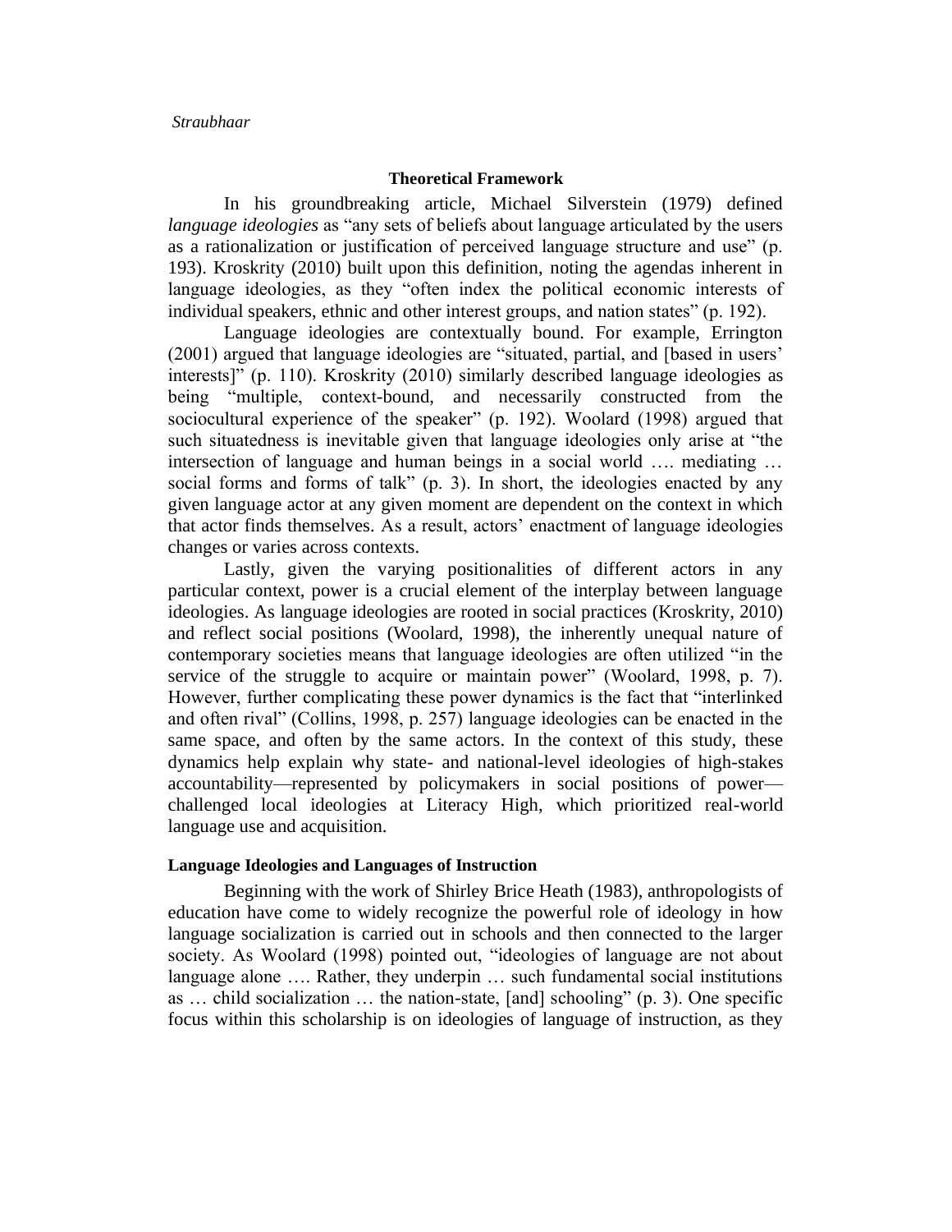## Theoretical Framework

In his groundbreaking article, Michael Silverstein (1979) defined *language ideologies* as "any sets of beliefs about language articulated by the users as a rationalization or justification of perceived language structure and use" (p. 193). Kroskrity (2010) built upon this definition, noting the agendas inherent in language ideologies, as they "often index the political economic interests of individual speakers, ethnic and other interest groups, and nation states" (p. 192).

Language ideologies are contextually bound. For example, Errington (2001) argued that language ideologies are "situated, partial, and [based in users' interests]" (p. 110). Kroskrity (2010) similarly described language ideologies as being "multiple, context-bound, and necessarily constructed from the sociocultural experience of the speaker" (p. 192). Woolard (1998) argued that such situatedness is inevitable given that language ideologies only arise at "the intersection of language and human beings in a social world …. mediating … social forms and forms of talk" (p. 3). In short, the ideologies enacted by any given language actor at any given moment are dependent on the context in which that actor finds themselves. As a result, actors' enactment of language ideologies changes or varies across contexts.

Lastly, given the varying positionalities of different actors in any particular context, power is a crucial element of the interplay between language ideologies. As language ideologies are rooted in social practices (Kroskrity, 2010) and reflect social positions (Woolard, 1998), the inherently unequal nature of contemporary societies means that language ideologies are often utilized "in the service of the struggle to acquire or maintain power" (Woolard, 1998, p. 7). However, further complicating these power dynamics is the fact that "interlinked and often rival" (Collins, 1998, p. 257) language ideologies can be enacted in the same space, and often by the same actors. In the context of this study, these dynamics help explain why state- and national-level ideologies of high-stakes accountability—represented by policymakers in social positions of power—challenged local ideologies at Literacy High, which prioritized real-world language use and acquisition.

### Language Ideologies and Languages of Instruction

Beginning with the work of Shirley Brice Heath (1983), anthropologists of education have come to widely recognize the powerful role of ideology in how language socialization is carried out in schools and then connected to the larger society. As Woolard (1998) pointed out, "ideologies of language are not about language alone …. Rather, they underpin … such fundamental social institutions as … child socialization … the nation-state, [and] schooling" (p. 3). One specific focus within this scholarship is on ideologies of language of instruction, as they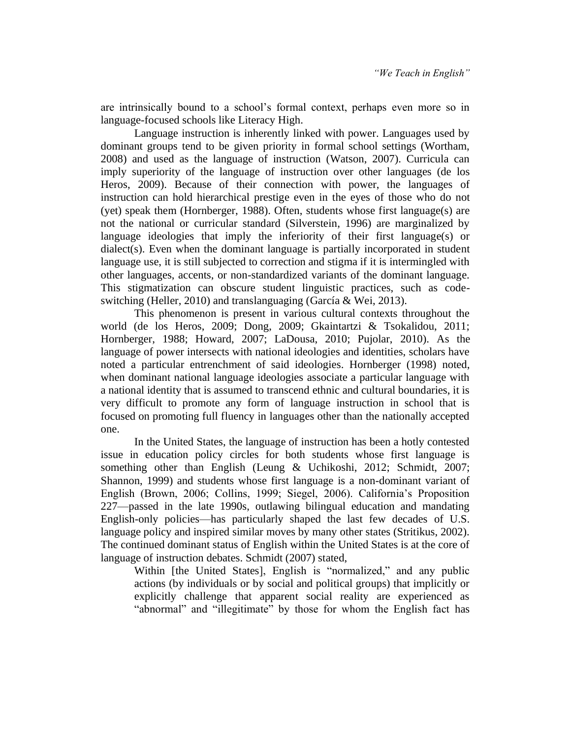are intrinsically bound to a school's formal context, perhaps even more so in language-focused schools like Literacy High.

Language instruction is inherently linked with power. Languages used by dominant groups tend to be given priority in formal school settings (Wortham, 2008) and used as the language of instruction (Watson, 2007). Curricula can imply superiority of the language of instruction over other languages (de los Heros, 2009). Because of their connection with power, the languages of instruction can hold hierarchical prestige even in the eyes of those who do not (yet) speak them (Hornberger, 1988). Often, students whose first language(s) are not the national or curricular standard (Silverstein, 1996) are marginalized by language ideologies that imply the inferiority of their first language(s) or dialect(s). Even when the dominant language is partially incorporated in student language use, it is still subjected to correction and stigma if it is intermingled with other languages, accents, or non-standardized variants of the dominant language. This stigmatization can obscure student linguistic practices, such as code-switching (Heller, 2010) and translanguaging (García & Wei, 2013).

This phenomenon is present in various cultural contexts throughout the world (de los Heros, 2009; Dong, 2009; Gkaintartzi & Tsokalidou, 2011; Hornberger, 1988; Howard, 2007; LaDousa, 2010; Pujolar, 2010). As the language of power intersects with national ideologies and identities, scholars have noted a particular entrenchment of said ideologies. Hornberger (1998) noted, when dominant national language ideologies associate a particular language with a national identity that is assumed to transcend ethnic and cultural boundaries, it is very difficult to promote any form of language instruction in school that is focused on promoting full fluency in languages other than the nationally accepted one.

In the United States, the language of instruction has been a hotly contested issue in education policy circles for both students whose first language is something other than English (Leung & Uchikoshi, 2012; Schmidt, 2007; Shannon, 1999) and students whose first language is a non-dominant variant of English (Brown, 2006; Collins, 1999; Siegel, 2006). California's Proposition 227—passed in the late 1990s, outlawing bilingual education and mandating English-only policies—has particularly shaped the last few decades of U.S. language policy and inspired similar moves by many other states (Stritikus, 2002). The continued dominant status of English within the United States is at the core of language of instruction debates. Schmidt (2007) stated,

> Within [the United States], English is "normalized," and any public actions (by individuals or by social and political groups) that implicitly or explicitly challenge that apparent social reality are experienced as "abnormal" and "illegitimate" by those for whom the English fact has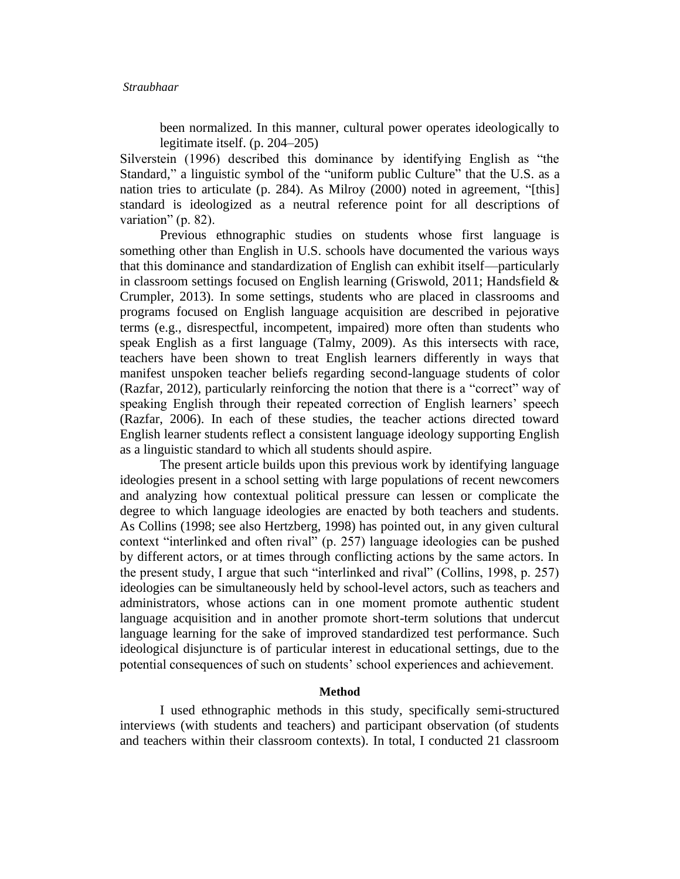> been normalized. In this manner, cultural power operates ideologically to legitimate itself. (p. 204–205)

Silverstein (1996) described this dominance by identifying English as "the Standard," a linguistic symbol of the "uniform public Culture" that the U.S. as a nation tries to articulate (p. 284). As Milroy (2000) noted in agreement, "[this] standard is ideologized as a neutral reference point for all descriptions of variation" (p. 82).

Previous ethnographic studies on students whose first language is something other than English in U.S. schools have documented the various ways that this dominance and standardization of English can exhibit itself—particularly in classroom settings focused on English learning (Griswold, 2011; Handsfield & Crumpler, 2013). In some settings, students who are placed in classrooms and programs focused on English language acquisition are described in pejorative terms (e.g., disrespectful, incompetent, impaired) more often than students who speak English as a first language (Talmy, 2009). As this intersects with race, teachers have been shown to treat English learners differently in ways that manifest unspoken teacher beliefs regarding second-language students of color (Razfar, 2012), particularly reinforcing the notion that there is a "correct" way of speaking English through their repeated correction of English learners' speech (Razfar, 2006). In each of these studies, the teacher actions directed toward English learner students reflect a consistent language ideology supporting English as a linguistic standard to which all students should aspire.

The present article builds upon this previous work by identifying language ideologies present in a school setting with large populations of recent newcomers and analyzing how contextual political pressure can lessen or complicate the degree to which language ideologies are enacted by both teachers and students. As Collins (1998; see also Hertzberg, 1998) has pointed out, in any given cultural context "interlinked and often rival" (p. 257) language ideologies can be pushed by different actors, or at times through conflicting actions by the same actors. In the present study, I argue that such "interlinked and rival" (Collins, 1998, p. 257) ideologies can be simultaneously held by school-level actors, such as teachers and administrators, whose actions can in one moment promote authentic student language acquisition and in another promote short-term solutions that undercut language learning for the sake of improved standardized test performance. Such ideological disjuncture is of particular interest in educational settings, due to the potential consequences of such on students' school experiences and achievement.

## Method

I used ethnographic methods in this study, specifically semi-structured interviews (with students and teachers) and participant observation (of students and teachers within their classroom contexts). In total, I conducted 21 classroom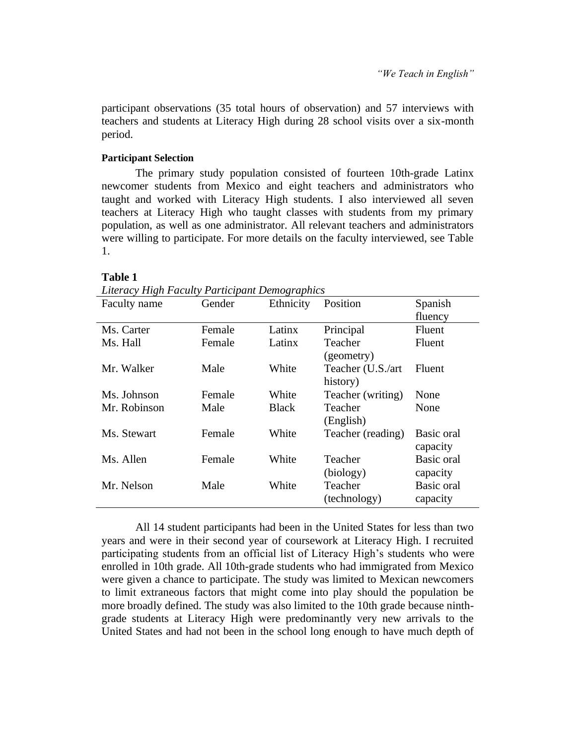participant observations (35 total hours of observation) and 57 interviews with teachers and students at Literacy High during 28 school visits over a six-month period.

#### Participant Selection

The primary study population consisted of fourteen 10th-grade Latinx newcomer students from Mexico and eight teachers and administrators who taught and worked with Literacy High students. I also interviewed all seven teachers at Literacy High who taught classes with students from my primary population, as well as one administrator. All relevant teachers and administrators were willing to participate. For more details on the faculty interviewed, see Table 1.

**Table 1**

*Literacy High Faculty Participant Demographics*

| Faculty name | Gender | Ethnicity | Position | Spanish fluency |
|---|---|---|---|---|
| Ms. Carter | Female | Latinx | Principal | Fluent |
| Ms. Hall | Female | Latinx | Teacher (geometry) | Fluent |
| Mr. Walker | Male | White | Teacher (U.S./art history) | Fluent |
| Ms. Johnson | Female | White | Teacher (writing) | None |
| Mr. Robinson | Male | Black | Teacher (English) | None |
| Ms. Stewart | Female | White | Teacher (reading) | Basic oral capacity |
| Ms. Allen | Female | White | Teacher (biology) | Basic oral capacity |
| Mr. Nelson | Male | White | Teacher (technology) | Basic oral capacity |

All 14 student participants had been in the United States for less than two years and were in their second year of coursework at Literacy High. I recruited participating students from an official list of Literacy High's students who were enrolled in 10th grade. All 10th-grade students who had immigrated from Mexico were given a chance to participate. The study was limited to Mexican newcomers to limit extraneous factors that might come into play should the population be more broadly defined. The study was also limited to the 10th grade because ninth-grade students at Literacy High were predominantly very new arrivals to the United States and had not been in the school long enough to have much depth of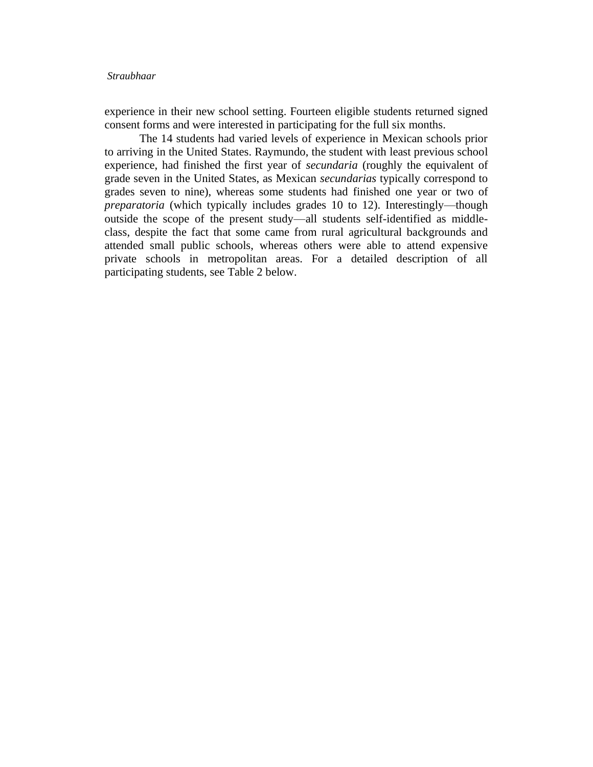experience in their new school setting. Fourteen eligible students returned signed consent forms and were interested in participating for the full six months.

The 14 students had varied levels of experience in Mexican schools prior to arriving in the United States. Raymundo, the student with least previous school experience, had finished the first year of *secundaria* (roughly the equivalent of grade seven in the United States, as Mexican *secundarias* typically correspond to grades seven to nine), whereas some students had finished one year or two of *preparatoria* (which typically includes grades 10 to 12). Interestingly—though outside the scope of the present study—all students self-identified as middle-class, despite the fact that some came from rural agricultural backgrounds and attended small public schools, whereas others were able to attend expensive private schools in metropolitan areas. For a detailed description of all participating students, see Table 2 below.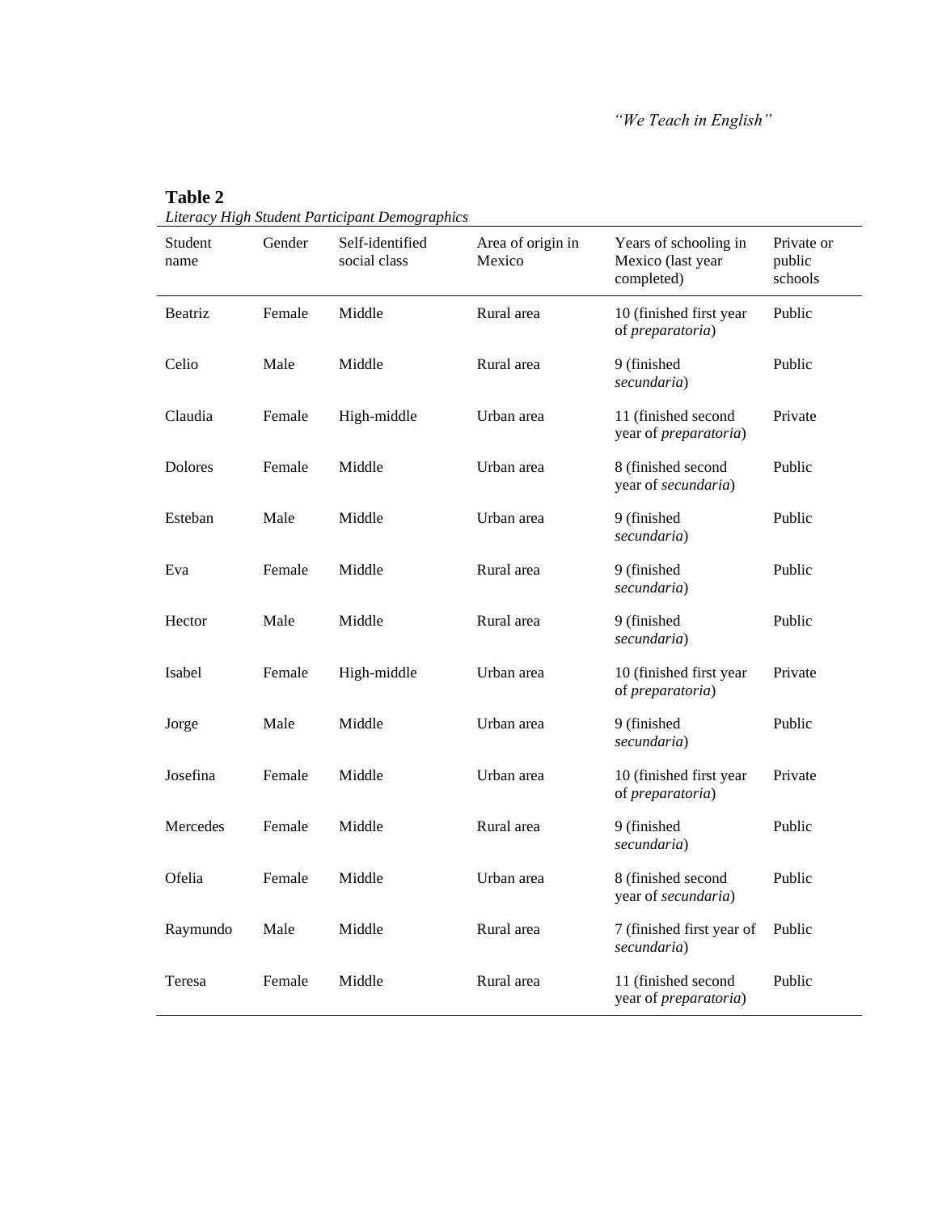**Table 2**

*Literacy High Student Participant Demographics*

| Student name | Gender | Self-identified social class | Area of origin in Mexico | Years of schooling in Mexico (last year completed) | Private or public schools |
|---|---|---|---|---|---|
| Beatriz | Female | Middle | Rural area | 10 (finished first year of *preparatoria*) | Public |
| Celio | Male | Middle | Rural area | 9 (finished *secundaria*) | Public |
| Claudia | Female | High-middle | Urban area | 11 (finished second year of *preparatoria*) | Private |
| Dolores | Female | Middle | Urban area | 8 (finished second year of *secundaria*) | Public |
| Esteban | Male | Middle | Urban area | 9 (finished *secundaria*) | Public |
| Eva | Female | Middle | Rural area | 9 (finished *secundaria*) | Public |
| Hector | Male | Middle | Rural area | 9 (finished *secundaria*) | Public |
| Isabel | Female | High-middle | Urban area | 10 (finished first year of *preparatoria*) | Private |
| Jorge | Male | Middle | Urban area | 9 (finished *secundaria*) | Public |
| Josefina | Female | Middle | Urban area | 10 (finished first year of *preparatoria*) | Private |
| Mercedes | Female | Middle | Rural area | 9 (finished *secundaria*) | Public |
| Ofelia | Female | Middle | Urban area | 8 (finished second year of *secundaria*) | Public |
| Raymundo | Male | Middle | Rural area | 7 (finished first year of *secundaria*) | Public |
| Teresa | Female | Middle | Rural area | 11 (finished second year of *preparatoria*) | Public |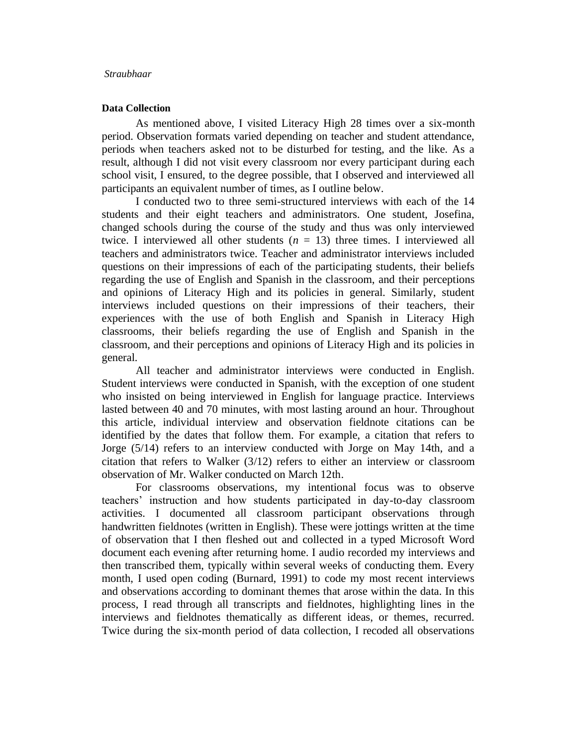## Data Collection

As mentioned above, I visited Literacy High 28 times over a six-month period. Observation formats varied depending on teacher and student attendance, periods when teachers asked not to be disturbed for testing, and the like. As a result, although I did not visit every classroom nor every participant during each school visit, I ensured, to the degree possible, that I observed and interviewed all participants an equivalent number of times, as I outline below.

I conducted two to three semi-structured interviews with each of the 14 students and their eight teachers and administrators. One student, Josefina, changed schools during the course of the study and thus was only interviewed twice. I interviewed all other students ($n$ = 13) three times. I interviewed all teachers and administrators twice. Teacher and administrator interviews included questions on their impressions of each of the participating students, their beliefs regarding the use of English and Spanish in the classroom, and their perceptions and opinions of Literacy High and its policies in general. Similarly, student interviews included questions on their impressions of their teachers, their experiences with the use of both English and Spanish in Literacy High classrooms, their beliefs regarding the use of English and Spanish in the classroom, and their perceptions and opinions of Literacy High and its policies in general.

All teacher and administrator interviews were conducted in English. Student interviews were conducted in Spanish, with the exception of one student who insisted on being interviewed in English for language practice. Interviews lasted between 40 and 70 minutes, with most lasting around an hour. Throughout this article, individual interview and observation fieldnote citations can be identified by the dates that follow them. For example, a citation that refers to Jorge (5/14) refers to an interview conducted with Jorge on May 14th, and a citation that refers to Walker (3/12) refers to either an interview or classroom observation of Mr. Walker conducted on March 12th.

For classrooms observations, my intentional focus was to observe teachers' instruction and how students participated in day-to-day classroom activities. I documented all classroom participant observations through handwritten fieldnotes (written in English). These were jottings written at the time of observation that I then fleshed out and collected in a typed Microsoft Word document each evening after returning home. I audio recorded my interviews and then transcribed them, typically within several weeks of conducting them. Every month, I used open coding (Burnard, 1991) to code my most recent interviews and observations according to dominant themes that arose within the data. In this process, I read through all transcripts and fieldnotes, highlighting lines in the interviews and fieldnotes thematically as different ideas, or themes, recurred. Twice during the six-month period of data collection, I recoded all observations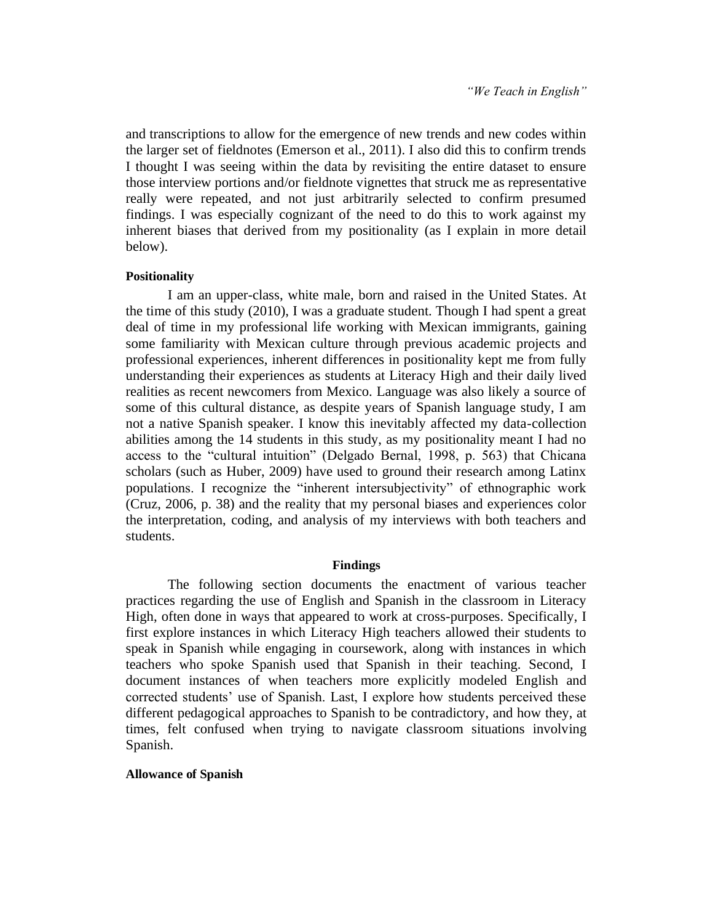and transcriptions to allow for the emergence of new trends and new codes within the larger set of fieldnotes (Emerson et al., 2011). I also did this to confirm trends I thought I was seeing within the data by revisiting the entire dataset to ensure those interview portions and/or fieldnote vignettes that struck me as representative really were repeated, and not just arbitrarily selected to confirm presumed findings. I was especially cognizant of the need to do this to work against my inherent biases that derived from my positionality (as I explain in more detail below).

### Positionality

I am an upper-class, white male, born and raised in the United States. At the time of this study (2010), I was a graduate student. Though I had spent a great deal of time in my professional life working with Mexican immigrants, gaining some familiarity with Mexican culture through previous academic projects and professional experiences, inherent differences in positionality kept me from fully understanding their experiences as students at Literacy High and their daily lived realities as recent newcomers from Mexico. Language was also likely a source of some of this cultural distance, as despite years of Spanish language study, I am not a native Spanish speaker. I know this inevitably affected my data-collection abilities among the 14 students in this study, as my positionality meant I had no access to the "cultural intuition" (Delgado Bernal, 1998, p. 563) that Chicana scholars (such as Huber, 2009) have used to ground their research among Latinx populations. I recognize the "inherent intersubjectivity" of ethnographic work (Cruz, 2006, p. 38) and the reality that my personal biases and experiences color the interpretation, coding, and analysis of my interviews with both teachers and students.

## Findings

The following section documents the enactment of various teacher practices regarding the use of English and Spanish in the classroom in Literacy High, often done in ways that appeared to work at cross-purposes. Specifically, I first explore instances in which Literacy High teachers allowed their students to speak in Spanish while engaging in coursework, along with instances in which teachers who spoke Spanish used that Spanish in their teaching. Second, I document instances of when teachers more explicitly modeled English and corrected students' use of Spanish. Last, I explore how students perceived these different pedagogical approaches to Spanish to be contradictory, and how they, at times, felt confused when trying to navigate classroom situations involving Spanish.

### Allowance of Spanish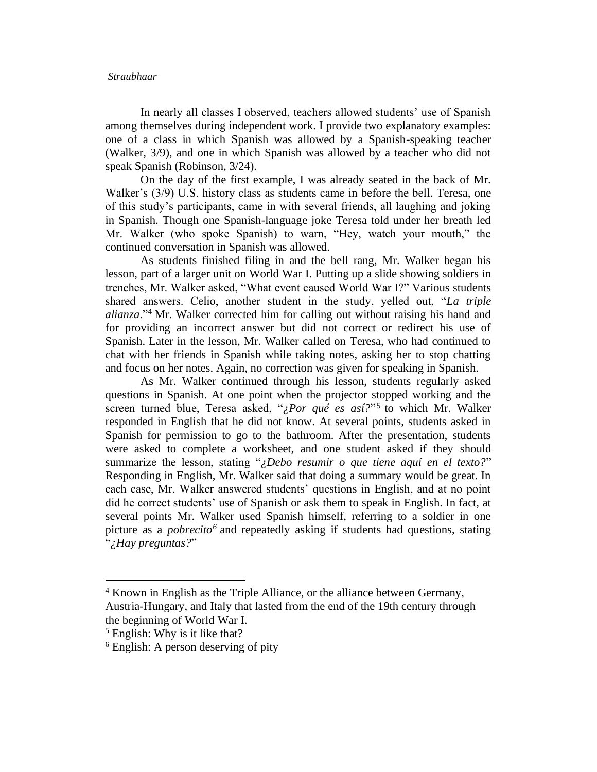In nearly all classes I observed, teachers allowed students' use of Spanish among themselves during independent work. I provide two explanatory examples: one of a class in which Spanish was allowed by a Spanish-speaking teacher (Walker, 3/9), and one in which Spanish was allowed by a teacher who did not speak Spanish (Robinson, 3/24).

On the day of the first example, I was already seated in the back of Mr. Walker's (3/9) U.S. history class as students came in before the bell. Teresa, one of this study's participants, came in with several friends, all laughing and joking in Spanish. Though one Spanish-language joke Teresa told under her breath led Mr. Walker (who spoke Spanish) to warn, "Hey, watch your mouth," the continued conversation in Spanish was allowed.

As students finished filing in and the bell rang, Mr. Walker began his lesson, part of a larger unit on World War I. Putting up a slide showing soldiers in trenches, Mr. Walker asked, "What event caused World War I?" Various students shared answers. Celio, another student in the study, yelled out, "*La triple alianza*."[4] Mr. Walker corrected him for calling out without raising his hand and for providing an incorrect answer but did not correct or redirect his use of Spanish. Later in the lesson, Mr. Walker called on Teresa, who had continued to chat with her friends in Spanish while taking notes, asking her to stop chatting and focus on her notes. Again, no correction was given for speaking in Spanish.

As Mr. Walker continued through his lesson, students regularly asked questions in Spanish. At one point when the projector stopped working and the screen turned blue, Teresa asked, "*¿Por qué es así?*"[5] to which Mr. Walker responded in English that he did not know. At several points, students asked in Spanish for permission to go to the bathroom. After the presentation, students were asked to complete a worksheet, and one student asked if they should summarize the lesson, stating "*¿Debo resumir o que tiene aquí en el texto?*" Responding in English, Mr. Walker said that doing a summary would be great. In each case, Mr. Walker answered students' questions in English, and at no point did he correct students' use of Spanish or ask them to speak in English. In fact, at several points Mr. Walker used Spanish himself, referring to a soldier in one picture as a *pobrecito*[6] and repeatedly asking if students had questions, stating "*¿Hay preguntas?*"

---

[4] Known in English as the Triple Alliance, or the alliance between Germany, Austria-Hungary, and Italy that lasted from the end of the 19th century through the beginning of World War I.

[5] English: Why is it like that?

[6] English: A person deserving of pity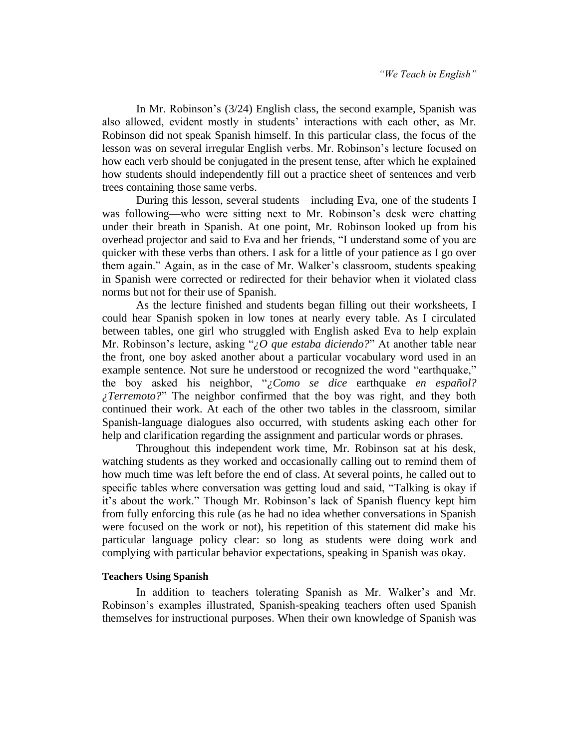In Mr. Robinson's (3/24) English class, the second example, Spanish was also allowed, evident mostly in students' interactions with each other, as Mr. Robinson did not speak Spanish himself. In this particular class, the focus of the lesson was on several irregular English verbs. Mr. Robinson's lecture focused on how each verb should be conjugated in the present tense, after which he explained how students should independently fill out a practice sheet of sentences and verb trees containing those same verbs.

During this lesson, several students—including Eva, one of the students I was following—who were sitting next to Mr. Robinson's desk were chatting under their breath in Spanish. At one point, Mr. Robinson looked up from his overhead projector and said to Eva and her friends, "I understand some of you are quicker with these verbs than others. I ask for a little of your patience as I go over them again." Again, as in the case of Mr. Walker's classroom, students speaking in Spanish were corrected or redirected for their behavior when it violated class norms but not for their use of Spanish.

As the lecture finished and students began filling out their worksheets, I could hear Spanish spoken in low tones at nearly every table. As I circulated between tables, one girl who struggled with English asked Eva to help explain Mr. Robinson's lecture, asking "*¿O que estaba diciendo?*" At another table near the front, one boy asked another about a particular vocabulary word used in an example sentence. Not sure he understood or recognized the word "earthquake," the boy asked his neighbor, "*¿Como se dice* earthquake *en español? ¿Terremoto?*" The neighbor confirmed that the boy was right, and they both continued their work. At each of the other two tables in the classroom, similar Spanish-language dialogues also occurred, with students asking each other for help and clarification regarding the assignment and particular words or phrases.

Throughout this independent work time, Mr. Robinson sat at his desk, watching students as they worked and occasionally calling out to remind them of how much time was left before the end of class. At several points, he called out to specific tables where conversation was getting loud and said, "Talking is okay if it's about the work." Though Mr. Robinson's lack of Spanish fluency kept him from fully enforcing this rule (as he had no idea whether conversations in Spanish were focused on the work or not), his repetition of this statement did make his particular language policy clear: so long as students were doing work and complying with particular behavior expectations, speaking in Spanish was okay.

**Teachers Using Spanish**

In addition to teachers tolerating Spanish as Mr. Walker's and Mr. Robinson's examples illustrated, Spanish-speaking teachers often used Spanish themselves for instructional purposes. When their own knowledge of Spanish was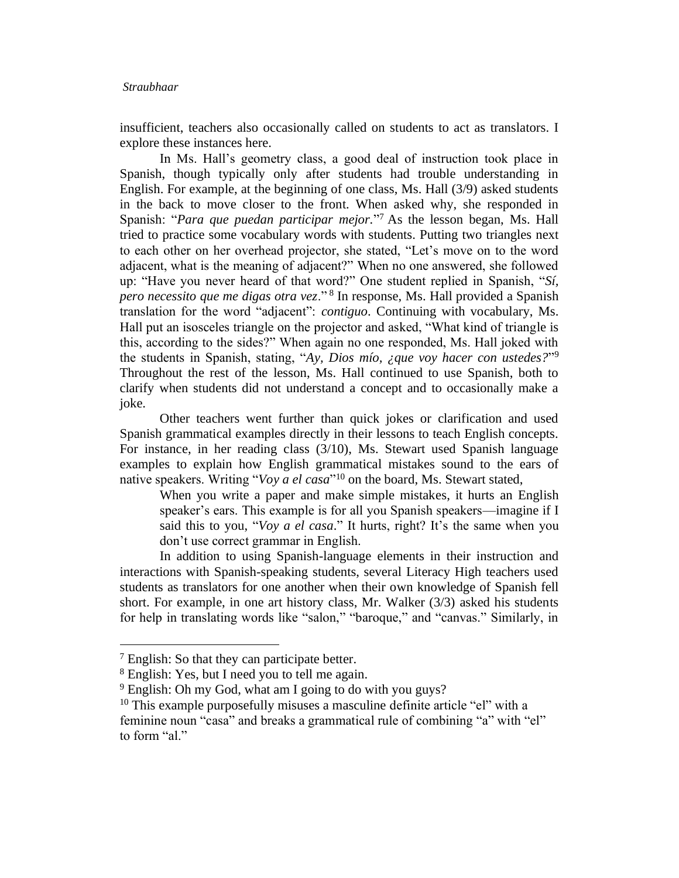insufficient, teachers also occasionally called on students to act as translators. I explore these instances here.

In Ms. Hall's geometry class, a good deal of instruction took place in Spanish, though typically only after students had trouble understanding in English. For example, at the beginning of one class, Ms. Hall (3/9) asked students in the back to move closer to the front. When asked why, she responded in Spanish: "*Para que puedan participar mejor.*"[7] As the lesson began, Ms. Hall tried to practice some vocabulary words with students. Putting two triangles next to each other on her overhead projector, she stated, "Let's move on to the word adjacent, what is the meaning of adjacent?" When no one answered, she followed up: "Have you never heard of that word?" One student replied in Spanish, "*Sí, pero necessito que me digas otra vez*."[8] In response, Ms. Hall provided a Spanish translation for the word "adjacent": *contiguo*. Continuing with vocabulary, Ms. Hall put an isosceles triangle on the projector and asked, "What kind of triangle is this, according to the sides?" When again no one responded, Ms. Hall joked with the students in Spanish, stating, "*Ay, Dios mío, ¿que voy hacer con ustedes?*"[9] Throughout the rest of the lesson, Ms. Hall continued to use Spanish, both to clarify when students did not understand a concept and to occasionally make a joke.

Other teachers went further than quick jokes or clarification and used Spanish grammatical examples directly in their lessons to teach English concepts. For instance, in her reading class (3/10), Ms. Stewart used Spanish language examples to explain how English grammatical mistakes sound to the ears of native speakers. Writing "*Voy a el casa*"[10] on the board, Ms. Stewart stated,

> When you write a paper and make simple mistakes, it hurts an English speaker's ears. This example is for all you Spanish speakers—imagine if I said this to you, "*Voy a el casa*." It hurts, right? It's the same when you don't use correct grammar in English.

In addition to using Spanish-language elements in their instruction and interactions with Spanish-speaking students, several Literacy High teachers used students as translators for one another when their own knowledge of Spanish fell short. For example, in one art history class, Mr. Walker (3/3) asked his students for help in translating words like "salon," "baroque," and "canvas." Similarly, in

---

[7] English: So that they can participate better.

[8] English: Yes, but I need you to tell me again.

[9] English: Oh my God, what am I going to do with you guys?

[10] This example purposefully misuses a masculine definite article "el" with a feminine noun "casa" and breaks a grammatical rule of combining "a" with "el" to form "al."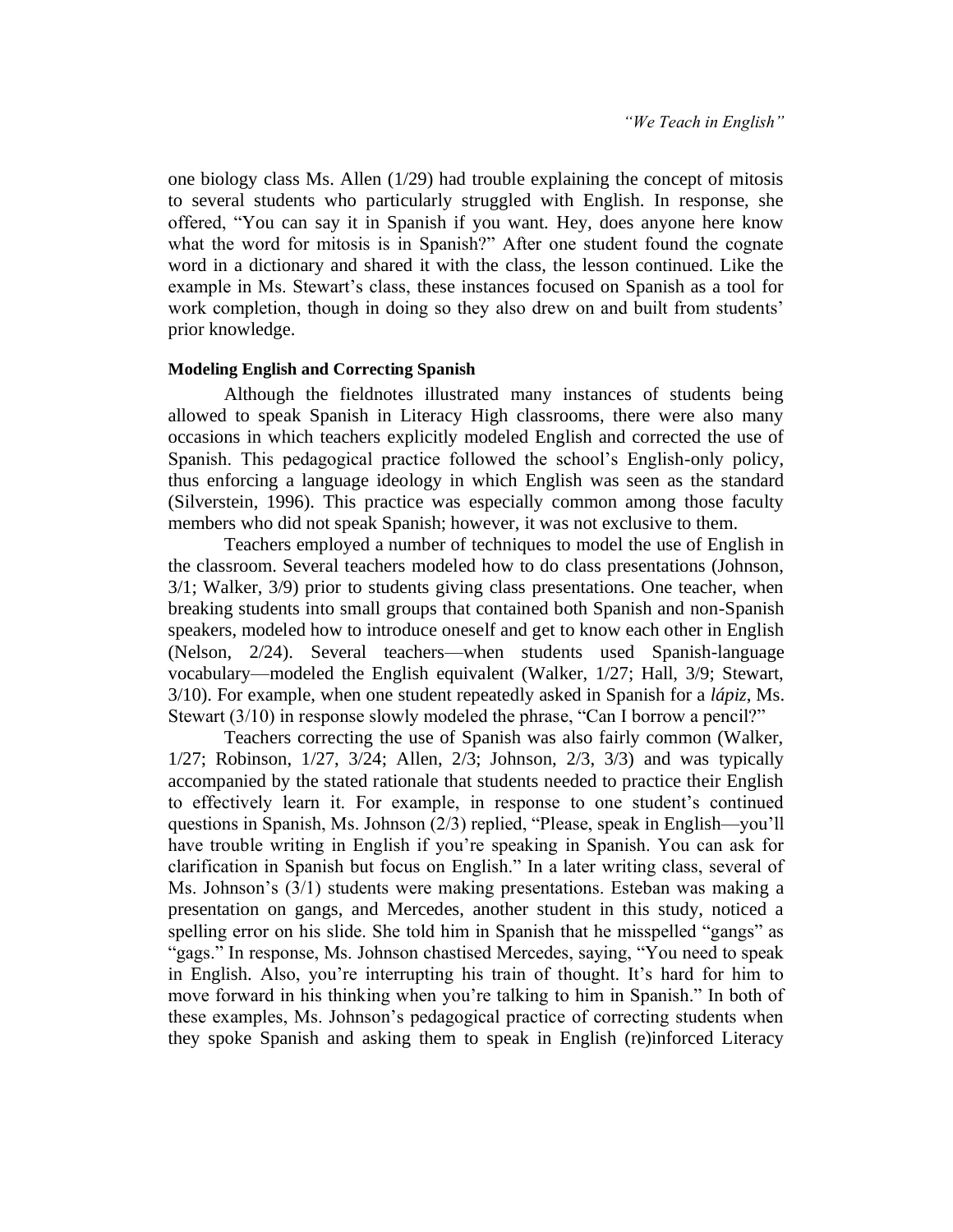one biology class Ms. Allen (1/29) had trouble explaining the concept of mitosis to several students who particularly struggled with English. In response, she offered, "You can say it in Spanish if you want. Hey, does anyone here know what the word for mitosis is in Spanish?" After one student found the cognate word in a dictionary and shared it with the class, the lesson continued. Like the example in Ms. Stewart's class, these instances focused on Spanish as a tool for work completion, though in doing so they also drew on and built from students' prior knowledge.

**Modeling English and Correcting Spanish**

Although the fieldnotes illustrated many instances of students being allowed to speak Spanish in Literacy High classrooms, there were also many occasions in which teachers explicitly modeled English and corrected the use of Spanish. This pedagogical practice followed the school's English-only policy, thus enforcing a language ideology in which English was seen as the standard (Silverstein, 1996). This practice was especially common among those faculty members who did not speak Spanish; however, it was not exclusive to them.

Teachers employed a number of techniques to model the use of English in the classroom. Several teachers modeled how to do class presentations (Johnson, 3/1; Walker, 3/9) prior to students giving class presentations. One teacher, when breaking students into small groups that contained both Spanish and non-Spanish speakers, modeled how to introduce oneself and get to know each other in English (Nelson, 2/24). Several teachers—when students used Spanish-language vocabulary—modeled the English equivalent (Walker, 1/27; Hall, 3/9; Stewart, 3/10). For example, when one student repeatedly asked in Spanish for a *lápiz*, Ms. Stewart (3/10) in response slowly modeled the phrase, "Can I borrow a pencil?"

Teachers correcting the use of Spanish was also fairly common (Walker, 1/27; Robinson, 1/27, 3/24; Allen, 2/3; Johnson, 2/3, 3/3) and was typically accompanied by the stated rationale that students needed to practice their English to effectively learn it. For example, in response to one student's continued questions in Spanish, Ms. Johnson (2/3) replied, "Please, speak in English—you'll have trouble writing in English if you're speaking in Spanish. You can ask for clarification in Spanish but focus on English." In a later writing class, several of Ms. Johnson's (3/1) students were making presentations. Esteban was making a presentation on gangs, and Mercedes, another student in this study, noticed a spelling error on his slide. She told him in Spanish that he misspelled "gangs" as "gags." In response, Ms. Johnson chastised Mercedes, saying, "You need to speak in English. Also, you're interrupting his train of thought. It's hard for him to move forward in his thinking when you're talking to him in Spanish." In both of these examples, Ms. Johnson's pedagogical practice of correcting students when they spoke Spanish and asking them to speak in English (re)inforced Literacy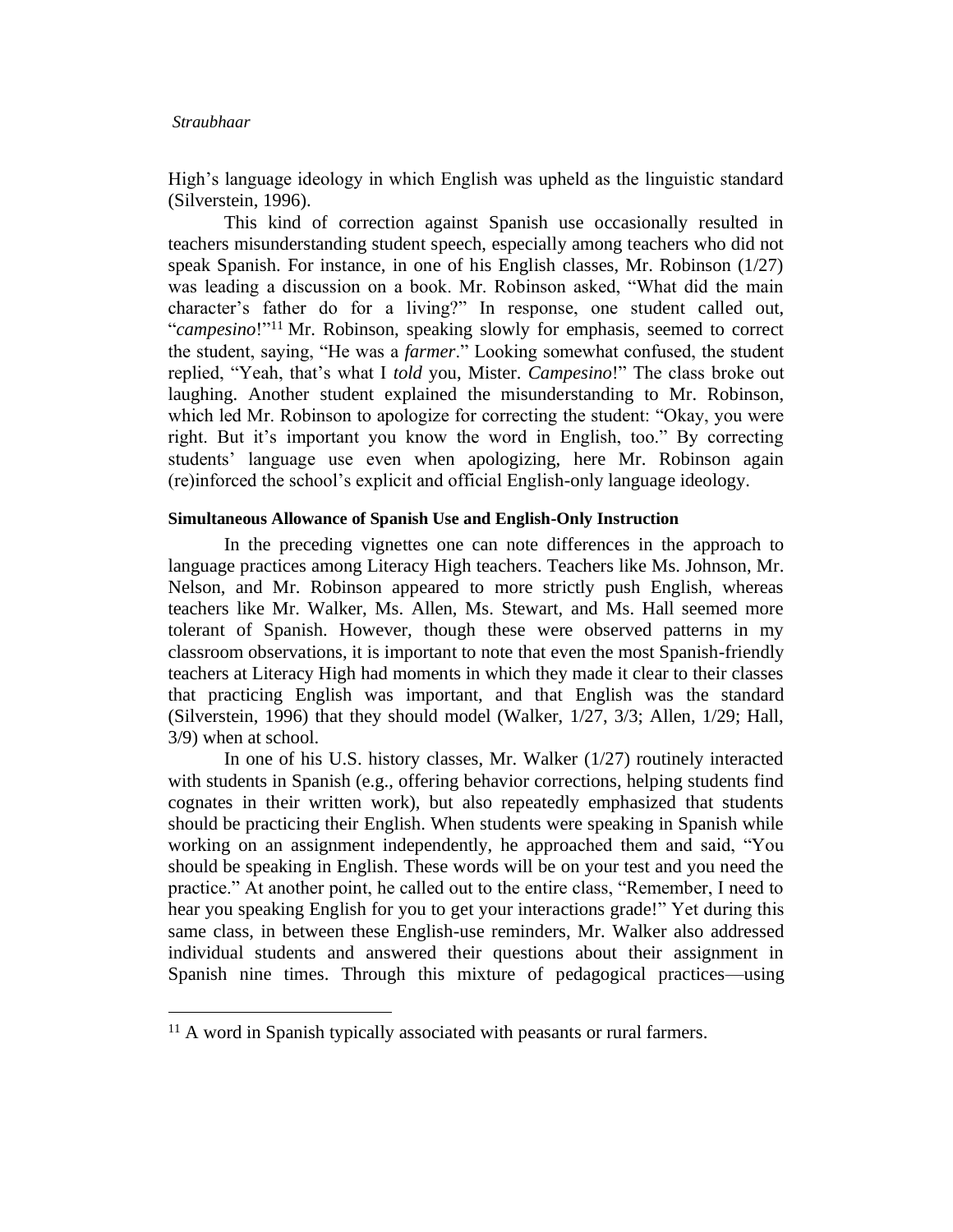High's language ideology in which English was upheld as the linguistic standard (Silverstein, 1996).

This kind of correction against Spanish use occasionally resulted in teachers misunderstanding student speech, especially among teachers who did not speak Spanish. For instance, in one of his English classes, Mr. Robinson (1/27) was leading a discussion on a book. Mr. Robinson asked, "What did the main character's father do for a living?" In response, one student called out, "*campesino*!"[11] Mr. Robinson, speaking slowly for emphasis, seemed to correct the student, saying, "He was a *farmer*." Looking somewhat confused, the student replied, "Yeah, that's what I *told* you, Mister. *Campesino*!" The class broke out laughing. Another student explained the misunderstanding to Mr. Robinson, which led Mr. Robinson to apologize for correcting the student: "Okay, you were right. But it's important you know the word in English, too." By correcting students' language use even when apologizing, here Mr. Robinson again (re)inforced the school's explicit and official English-only language ideology.

#### Simultaneous Allowance of Spanish Use and English-Only Instruction

In the preceding vignettes one can note differences in the approach to language practices among Literacy High teachers. Teachers like Ms. Johnson, Mr. Nelson, and Mr. Robinson appeared to more strictly push English, whereas teachers like Mr. Walker, Ms. Allen, Ms. Stewart, and Ms. Hall seemed more tolerant of Spanish. However, though these were observed patterns in my classroom observations, it is important to note that even the most Spanish-friendly teachers at Literacy High had moments in which they made it clear to their classes that practicing English was important, and that English was the standard (Silverstein, 1996) that they should model (Walker, 1/27, 3/3; Allen, 1/29; Hall, 3/9) when at school.

In one of his U.S. history classes, Mr. Walker (1/27) routinely interacted with students in Spanish (e.g., offering behavior corrections, helping students find cognates in their written work), but also repeatedly emphasized that students should be practicing their English. When students were speaking in Spanish while working on an assignment independently, he approached them and said, "You should be speaking in English. These words will be on your test and you need the practice." At another point, he called out to the entire class, "Remember, I need to hear you speaking English for you to get your interactions grade!" Yet during this same class, in between these English-use reminders, Mr. Walker also addressed individual students and answered their questions about their assignment in Spanish nine times. Through this mixture of pedagogical practices—using

[11] A word in Spanish typically associated with peasants or rural farmers.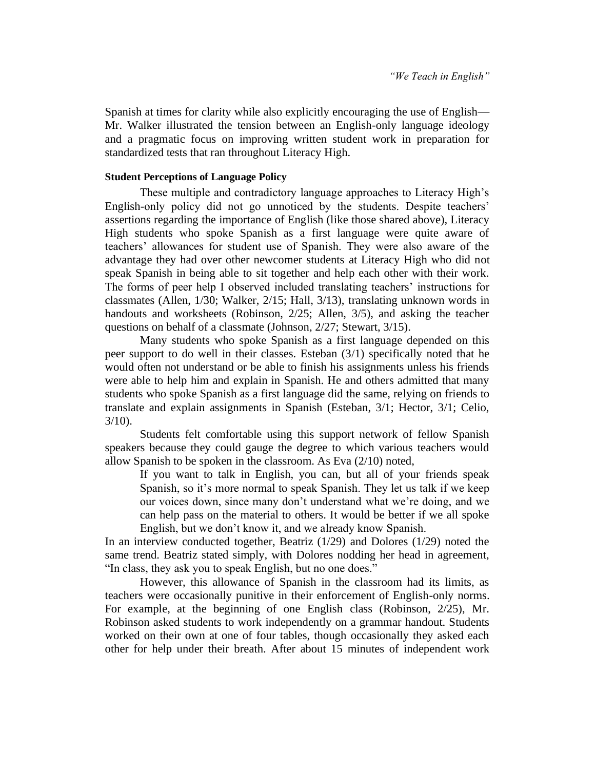Spanish at times for clarity while also explicitly encouraging the use of English—Mr. Walker illustrated the tension between an English-only language ideology and a pragmatic focus on improving written student work in preparation for standardized tests that ran throughout Literacy High.

**Student Perceptions of Language Policy**

These multiple and contradictory language approaches to Literacy High's English-only policy did not go unnoticed by the students. Despite teachers' assertions regarding the importance of English (like those shared above), Literacy High students who spoke Spanish as a first language were quite aware of teachers' allowances for student use of Spanish. They were also aware of the advantage they had over other newcomer students at Literacy High who did not speak Spanish in being able to sit together and help each other with their work. The forms of peer help I observed included translating teachers' instructions for classmates (Allen, 1/30; Walker, 2/15; Hall, 3/13), translating unknown words in handouts and worksheets (Robinson, 2/25; Allen, 3/5), and asking the teacher questions on behalf of a classmate (Johnson, 2/27; Stewart, 3/15).

Many students who spoke Spanish as a first language depended on this peer support to do well in their classes. Esteban (3/1) specifically noted that he would often not understand or be able to finish his assignments unless his friends were able to help him and explain in Spanish. He and others admitted that many students who spoke Spanish as a first language did the same, relying on friends to translate and explain assignments in Spanish (Esteban, 3/1; Hector, 3/1; Celio, 3/10).

Students felt comfortable using this support network of fellow Spanish speakers because they could gauge the degree to which various teachers would allow Spanish to be spoken in the classroom. As Eva (2/10) noted,

> If you want to talk in English, you can, but all of your friends speak Spanish, so it's more normal to speak Spanish. They let us talk if we keep our voices down, since many don't understand what we're doing, and we can help pass on the material to others. It would be better if we all spoke English, but we don't know it, and we already know Spanish.

In an interview conducted together, Beatriz (1/29) and Dolores (1/29) noted the same trend. Beatriz stated simply, with Dolores nodding her head in agreement, "In class, they ask you to speak English, but no one does."

However, this allowance of Spanish in the classroom had its limits, as teachers were occasionally punitive in their enforcement of English-only norms. For example, at the beginning of one English class (Robinson, 2/25), Mr. Robinson asked students to work independently on a grammar handout. Students worked on their own at one of four tables, though occasionally they asked each other for help under their breath. After about 15 minutes of independent work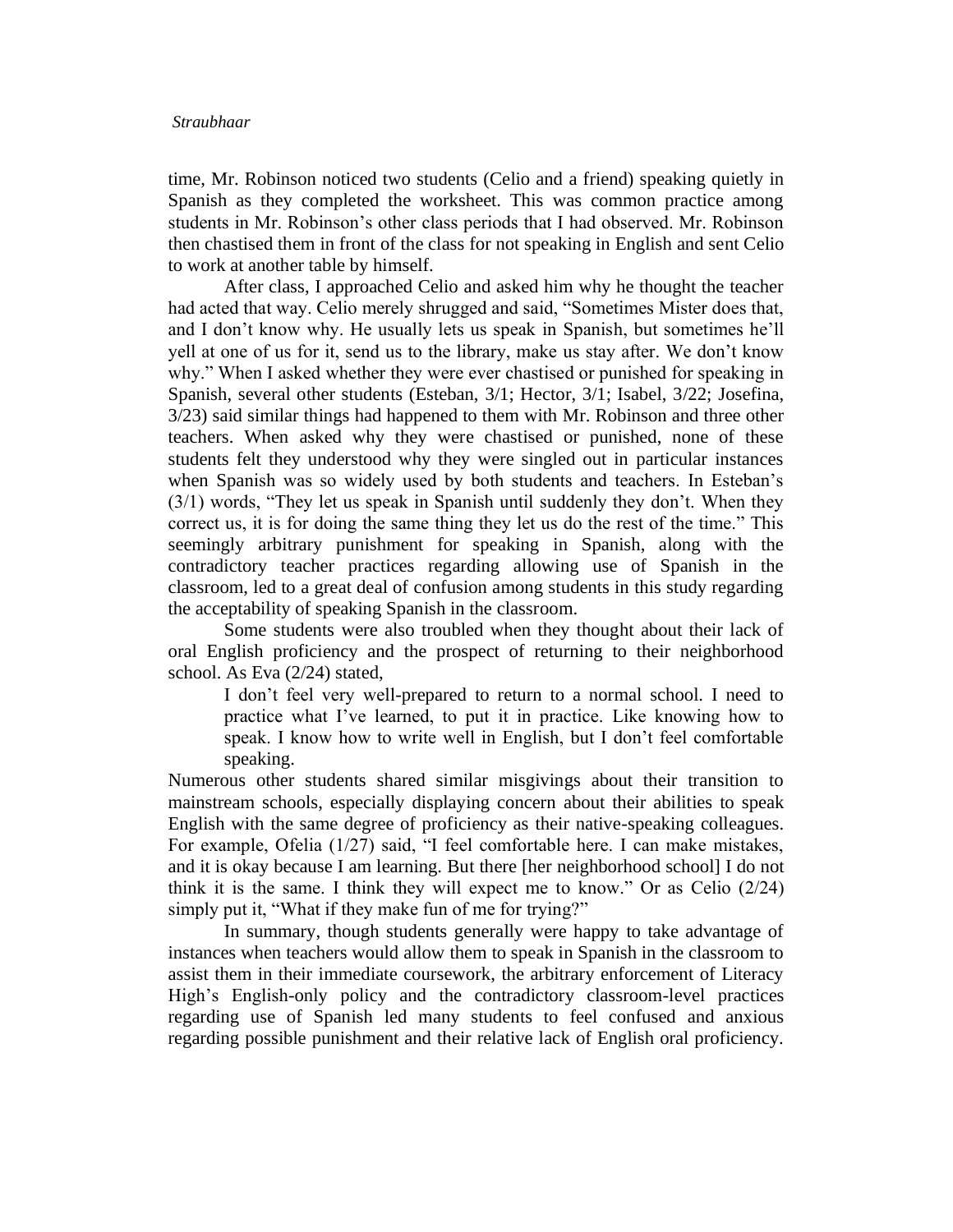time, Mr. Robinson noticed two students (Celio and a friend) speaking quietly in Spanish as they completed the worksheet. This was common practice among students in Mr. Robinson's other class periods that I had observed. Mr. Robinson then chastised them in front of the class for not speaking in English and sent Celio to work at another table by himself.

After class, I approached Celio and asked him why he thought the teacher had acted that way. Celio merely shrugged and said, "Sometimes Mister does that, and I don't know why. He usually lets us speak in Spanish, but sometimes he'll yell at one of us for it, send us to the library, make us stay after. We don't know why." When I asked whether they were ever chastised or punished for speaking in Spanish, several other students (Esteban, 3/1; Hector, 3/1; Isabel, 3/22; Josefina, 3/23) said similar things had happened to them with Mr. Robinson and three other teachers. When asked why they were chastised or punished, none of these students felt they understood why they were singled out in particular instances when Spanish was so widely used by both students and teachers. In Esteban's (3/1) words, "They let us speak in Spanish until suddenly they don't. When they correct us, it is for doing the same thing they let us do the rest of the time." This seemingly arbitrary punishment for speaking in Spanish, along with the contradictory teacher practices regarding allowing use of Spanish in the classroom, led to a great deal of confusion among students in this study regarding the acceptability of speaking Spanish in the classroom.

Some students were also troubled when they thought about their lack of oral English proficiency and the prospect of returning to their neighborhood school. As Eva (2/24) stated,

> I don't feel very well-prepared to return to a normal school. I need to practice what I've learned, to put it in practice. Like knowing how to speak. I know how to write well in English, but I don't feel comfortable speaking.

Numerous other students shared similar misgivings about their transition to mainstream schools, especially displaying concern about their abilities to speak English with the same degree of proficiency as their native-speaking colleagues. For example, Ofelia (1/27) said, "I feel comfortable here. I can make mistakes, and it is okay because I am learning. But there [her neighborhood school] I do not think it is the same. I think they will expect me to know." Or as Celio (2/24) simply put it, "What if they make fun of me for trying?"

In summary, though students generally were happy to take advantage of instances when teachers would allow them to speak in Spanish in the classroom to assist them in their immediate coursework, the arbitrary enforcement of Literacy High's English-only policy and the contradictory classroom-level practices regarding use of Spanish led many students to feel confused and anxious regarding possible punishment and their relative lack of English oral proficiency.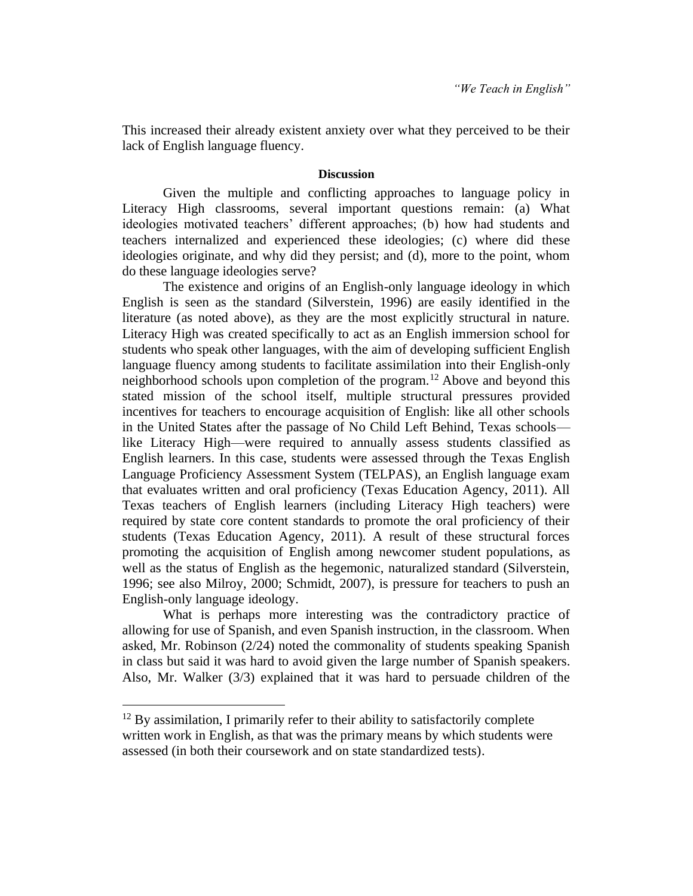This increased their already existent anxiety over what they perceived to be their lack of English language fluency.

## Discussion

Given the multiple and conflicting approaches to language policy in Literacy High classrooms, several important questions remain: (a) What ideologies motivated teachers' different approaches; (b) how had students and teachers internalized and experienced these ideologies; (c) where did these ideologies originate, and why did they persist; and (d), more to the point, whom do these language ideologies serve?

The existence and origins of an English-only language ideology in which English is seen as the standard (Silverstein, 1996) are easily identified in the literature (as noted above), as they are the most explicitly structural in nature. Literacy High was created specifically to act as an English immersion school for students who speak other languages, with the aim of developing sufficient English language fluency among students to facilitate assimilation into their English-only neighborhood schools upon completion of the program.[12] Above and beyond this stated mission of the school itself, multiple structural pressures provided incentives for teachers to encourage acquisition of English: like all other schools in the United States after the passage of No Child Left Behind, Texas schools—like Literacy High—were required to annually assess students classified as English learners. In this case, students were assessed through the Texas English Language Proficiency Assessment System (TELPAS), an English language exam that evaluates written and oral proficiency (Texas Education Agency, 2011). All Texas teachers of English learners (including Literacy High teachers) were required by state core content standards to promote the oral proficiency of their students (Texas Education Agency, 2011). A result of these structural forces promoting the acquisition of English among newcomer student populations, as well as the status of English as the hegemonic, naturalized standard (Silverstein, 1996; see also Milroy, 2000; Schmidt, 2007), is pressure for teachers to push an English-only language ideology.

What is perhaps more interesting was the contradictory practice of allowing for use of Spanish, and even Spanish instruction, in the classroom. When asked, Mr. Robinson (2/24) noted the commonality of students speaking Spanish in class but said it was hard to avoid given the large number of Spanish speakers. Also, Mr. Walker (3/3) explained that it was hard to persuade children of the

[12] By assimilation, I primarily refer to their ability to satisfactorily complete written work in English, as that was the primary means by which students were assessed (in both their coursework and on state standardized tests).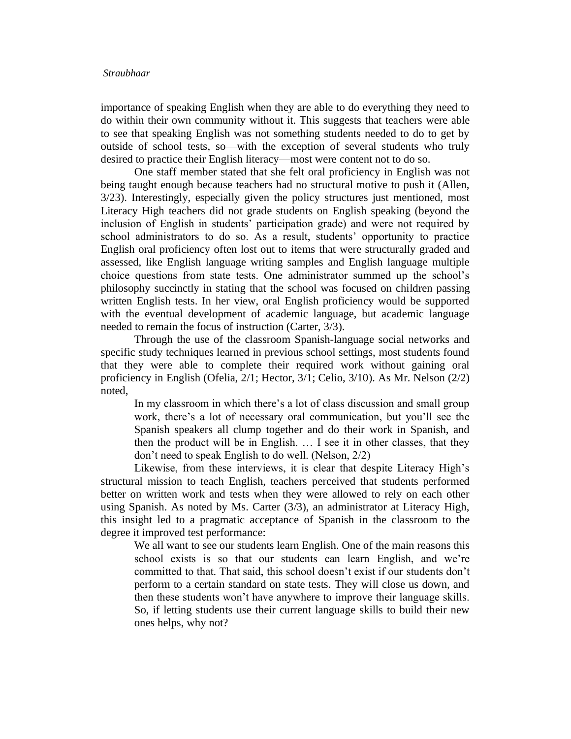importance of speaking English when they are able to do everything they need to do within their own community without it. This suggests that teachers were able to see that speaking English was not something students needed to do to get by outside of school tests, so—with the exception of several students who truly desired to practice their English literacy—most were content not to do so.

One staff member stated that she felt oral proficiency in English was not being taught enough because teachers had no structural motive to push it (Allen, 3/23). Interestingly, especially given the policy structures just mentioned, most Literacy High teachers did not grade students on English speaking (beyond the inclusion of English in students' participation grade) and were not required by school administrators to do so. As a result, students' opportunity to practice English oral proficiency often lost out to items that were structurally graded and assessed, like English language writing samples and English language multiple choice questions from state tests. One administrator summed up the school's philosophy succinctly in stating that the school was focused on children passing written English tests. In her view, oral English proficiency would be supported with the eventual development of academic language, but academic language needed to remain the focus of instruction (Carter, 3/3).

Through the use of the classroom Spanish-language social networks and specific study techniques learned in previous school settings, most students found that they were able to complete their required work without gaining oral proficiency in English (Ofelia, 2/1; Hector, 3/1; Celio, 3/10). As Mr. Nelson (2/2) noted,

> In my classroom in which there's a lot of class discussion and small group work, there's a lot of necessary oral communication, but you'll see the Spanish speakers all clump together and do their work in Spanish, and then the product will be in English. … I see it in other classes, that they don't need to speak English to do well. (Nelson, 2/2)

Likewise, from these interviews, it is clear that despite Literacy High's structural mission to teach English, teachers perceived that students performed better on written work and tests when they were allowed to rely on each other using Spanish. As noted by Ms. Carter (3/3), an administrator at Literacy High, this insight led to a pragmatic acceptance of Spanish in the classroom to the degree it improved test performance:

> We all want to see our students learn English. One of the main reasons this school exists is so that our students can learn English, and we're committed to that. That said, this school doesn't exist if our students don't perform to a certain standard on state tests. They will close us down, and then these students won't have anywhere to improve their language skills. So, if letting students use their current language skills to build their new ones helps, why not?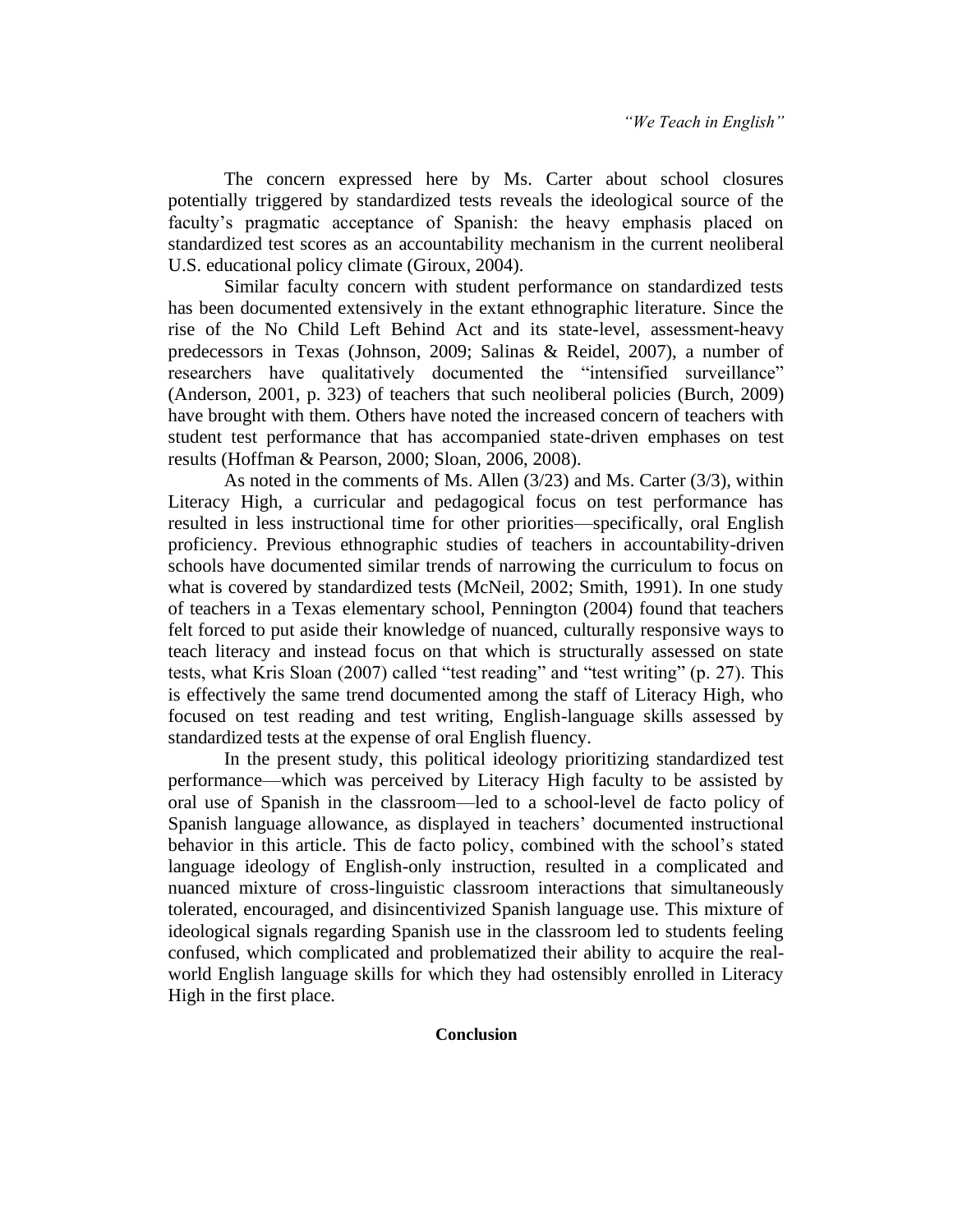The concern expressed here by Ms. Carter about school closures potentially triggered by standardized tests reveals the ideological source of the faculty's pragmatic acceptance of Spanish: the heavy emphasis placed on standardized test scores as an accountability mechanism in the current neoliberal U.S. educational policy climate (Giroux, 2004).

Similar faculty concern with student performance on standardized tests has been documented extensively in the extant ethnographic literature. Since the rise of the No Child Left Behind Act and its state-level, assessment-heavy predecessors in Texas (Johnson, 2009; Salinas & Reidel, 2007), a number of researchers have qualitatively documented the "intensified surveillance" (Anderson, 2001, p. 323) of teachers that such neoliberal policies (Burch, 2009) have brought with them. Others have noted the increased concern of teachers with student test performance that has accompanied state-driven emphases on test results (Hoffman & Pearson, 2000; Sloan, 2006, 2008).

As noted in the comments of Ms. Allen (3/23) and Ms. Carter (3/3), within Literacy High, a curricular and pedagogical focus on test performance has resulted in less instructional time for other priorities—specifically, oral English proficiency. Previous ethnographic studies of teachers in accountability-driven schools have documented similar trends of narrowing the curriculum to focus on what is covered by standardized tests (McNeil, 2002; Smith, 1991). In one study of teachers in a Texas elementary school, Pennington (2004) found that teachers felt forced to put aside their knowledge of nuanced, culturally responsive ways to teach literacy and instead focus on that which is structurally assessed on state tests, what Kris Sloan (2007) called "test reading" and "test writing" (p. 27). This is effectively the same trend documented among the staff of Literacy High, who focused on test reading and test writing, English-language skills assessed by standardized tests at the expense of oral English fluency.

In the present study, this political ideology prioritizing standardized test performance—which was perceived by Literacy High faculty to be assisted by oral use of Spanish in the classroom—led to a school-level de facto policy of Spanish language allowance, as displayed in teachers' documented instructional behavior in this article. This de facto policy, combined with the school's stated language ideology of English-only instruction, resulted in a complicated and nuanced mixture of cross-linguistic classroom interactions that simultaneously tolerated, encouraged, and disincentivized Spanish language use. This mixture of ideological signals regarding Spanish use in the classroom led to students feeling confused, which complicated and problematized their ability to acquire the real-world English language skills for which they had ostensibly enrolled in Literacy High in the first place.

## Conclusion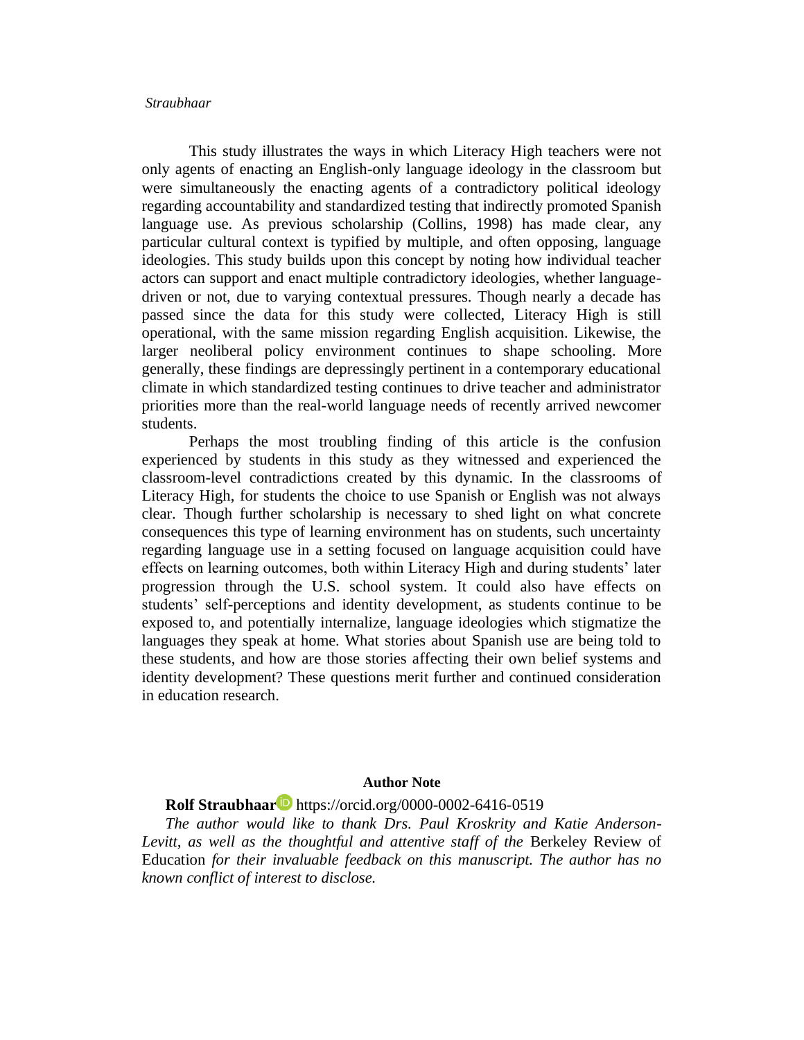This study illustrates the ways in which Literacy High teachers were not only agents of enacting an English-only language ideology in the classroom but were simultaneously the enacting agents of a contradictory political ideology regarding accountability and standardized testing that indirectly promoted Spanish language use. As previous scholarship (Collins, 1998) has made clear, any particular cultural context is typified by multiple, and often opposing, language ideologies. This study builds upon this concept by noting how individual teacher actors can support and enact multiple contradictory ideologies, whether language-driven or not, due to varying contextual pressures. Though nearly a decade has passed since the data for this study were collected, Literacy High is still operational, with the same mission regarding English acquisition. Likewise, the larger neoliberal policy environment continues to shape schooling. More generally, these findings are depressingly pertinent in a contemporary educational climate in which standardized testing continues to drive teacher and administrator priorities more than the real-world language needs of recently arrived newcomer students.

Perhaps the most troubling finding of this article is the confusion experienced by students in this study as they witnessed and experienced the classroom-level contradictions created by this dynamic. In the classrooms of Literacy High, for students the choice to use Spanish or English was not always clear. Though further scholarship is necessary to shed light on what concrete consequences this type of learning environment has on students, such uncertainty regarding language use in a setting focused on language acquisition could have effects on learning outcomes, both within Literacy High and during students' later progression through the U.S. school system. It could also have effects on students' self-perceptions and identity development, as students continue to be exposed to, and potentially internalize, language ideologies which stigmatize the languages they speak at home. What stories about Spanish use are being told to these students, and how are those stories affecting their own belief systems and identity development? These questions merit further and continued consideration in education research.

## Author Note

**Rolf Straubhaar** https://orcid.org/0000-0002-6416-0519

*The author would like to thank Drs. Paul Kroskrity and Katie Anderson-Levitt, as well as the thoughtful and attentive staff of the* Berkeley Review of Education *for their invaluable feedback on this manuscript. The author has no known conflict of interest to disclose.*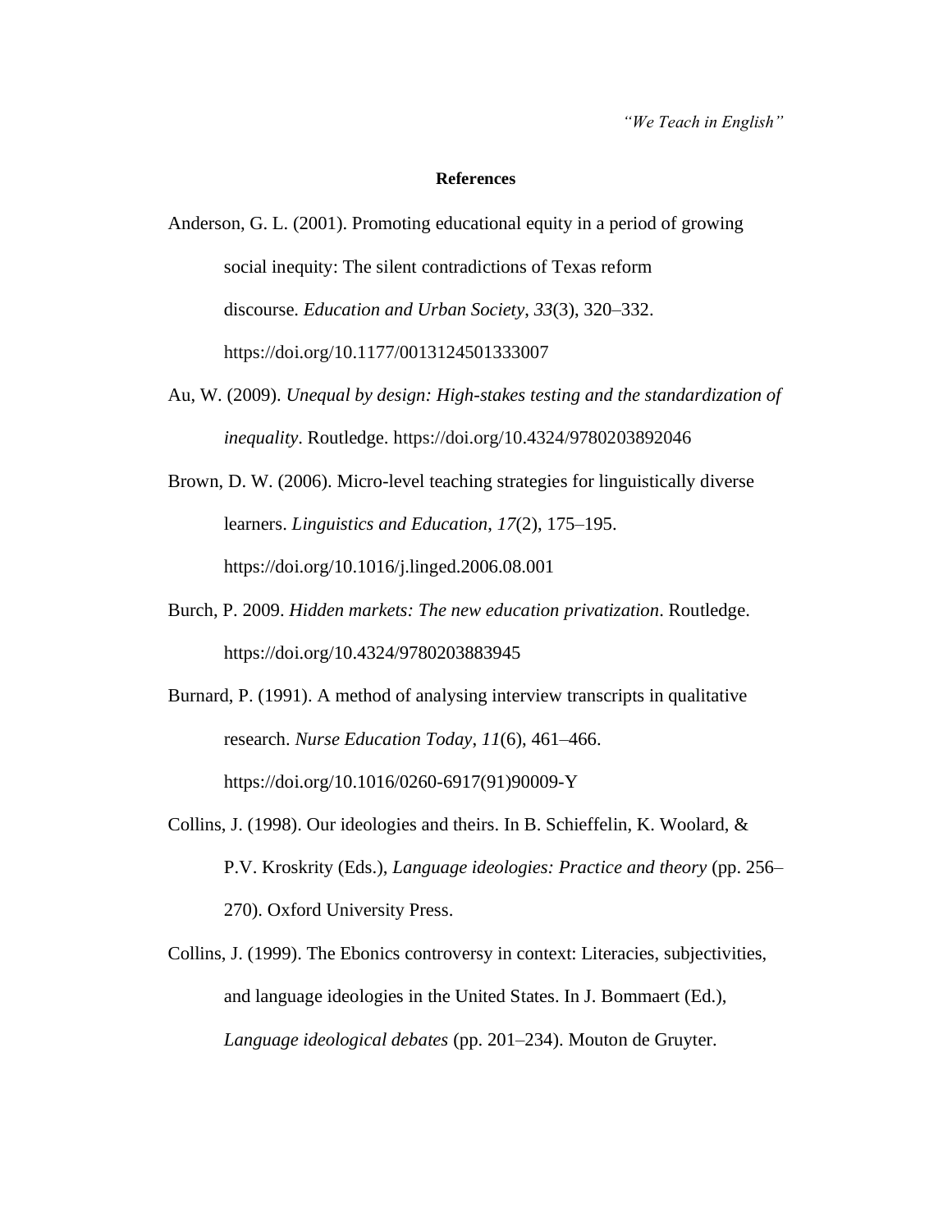## References

Anderson, G. L. (2001). Promoting educational equity in a period of growing social inequity: The silent contradictions of Texas reform discourse. *Education and Urban Society*, *33*(3), 320–332. https://doi.org/10.1177/0013124501333007

Au, W. (2009). *Unequal by design: High-stakes testing and the standardization of inequality*. Routledge. https://doi.org/10.4324/9780203892046

Brown, D. W. (2006). Micro-level teaching strategies for linguistically diverse learners. *Linguistics and Education*, *17*(2), 175–195. https://doi.org/10.1016/j.linged.2006.08.001

Burch, P. 2009. *Hidden markets: The new education privatization*. Routledge. https://doi.org/10.4324/9780203883945

Burnard, P. (1991). A method of analysing interview transcripts in qualitative research. *Nurse Education Today*, *11*(6), 461–466. https://doi.org/10.1016/0260-6917(91)90009-Y

Collins, J. (1998). Our ideologies and theirs. In B. Schieffelin, K. Woolard, & P.V. Kroskrity (Eds.), *Language ideologies: Practice and theory* (pp. 256–270). Oxford University Press.

Collins, J. (1999). The Ebonics controversy in context: Literacies, subjectivities, and language ideologies in the United States. In J. Bommaert (Ed.), *Language ideological debates* (pp. 201–234). Mouton de Gruyter.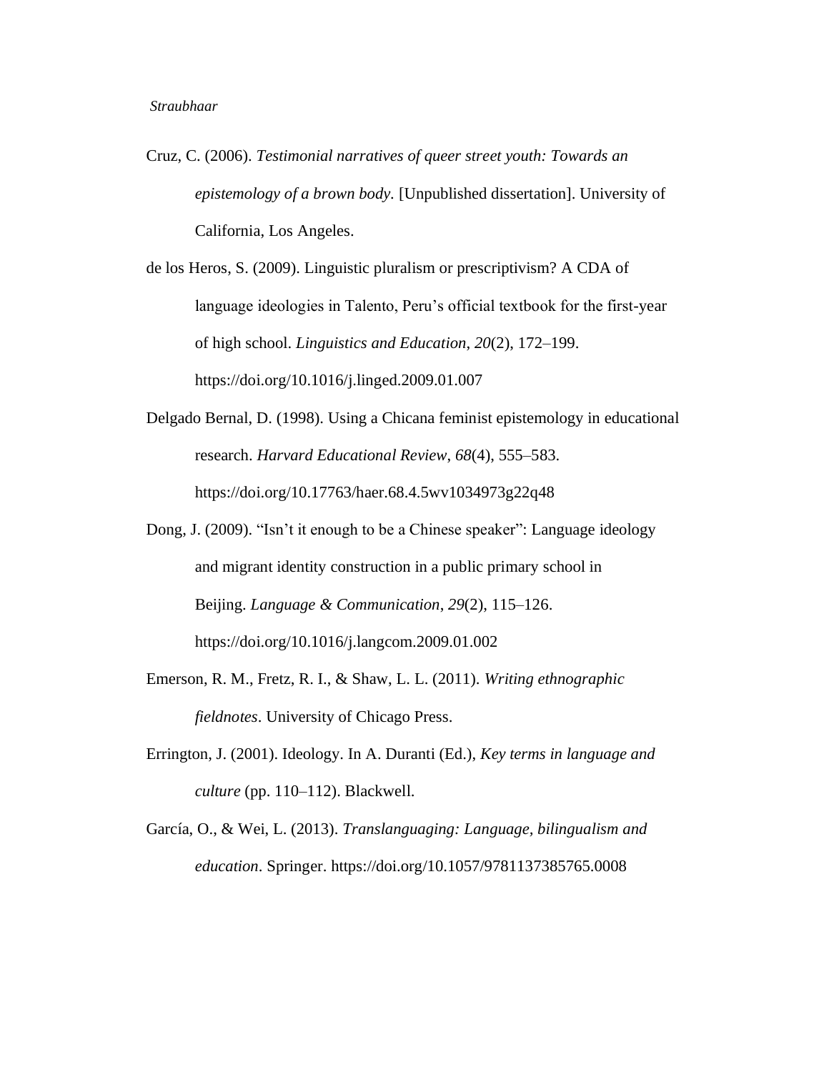Cruz, C. (2006). *Testimonial narratives of queer street youth: Towards an epistemology of a brown body.* [Unpublished dissertation]. University of California, Los Angeles.

de los Heros, S. (2009). Linguistic pluralism or prescriptivism? A CDA of language ideologies in Talento, Peru's official textbook for the first-year of high school. *Linguistics and Education*, *20*(2), 172–199. https://doi.org/10.1016/j.linged.2009.01.007

Delgado Bernal, D. (1998). Using a Chicana feminist epistemology in educational research. *Harvard Educational Review*, *68*(4), 555–583. https://doi.org/10.17763/haer.68.4.5wv1034973g22q48

Dong, J. (2009). "Isn't it enough to be a Chinese speaker": Language ideology and migrant identity construction in a public primary school in Beijing. *Language & Communication*, *29*(2), 115–126. https://doi.org/10.1016/j.langcom.2009.01.002

Emerson, R. M., Fretz, R. I., & Shaw, L. L. (2011). *Writing ethnographic fieldnotes*. University of Chicago Press.

Errington, J. (2001). Ideology. In A. Duranti (Ed.), *Key terms in language and culture* (pp. 110–112). Blackwell.

García, O., & Wei, L. (2013). *Translanguaging: Language, bilingualism and education*. Springer. https://doi.org/10.1057/9781137385765.0008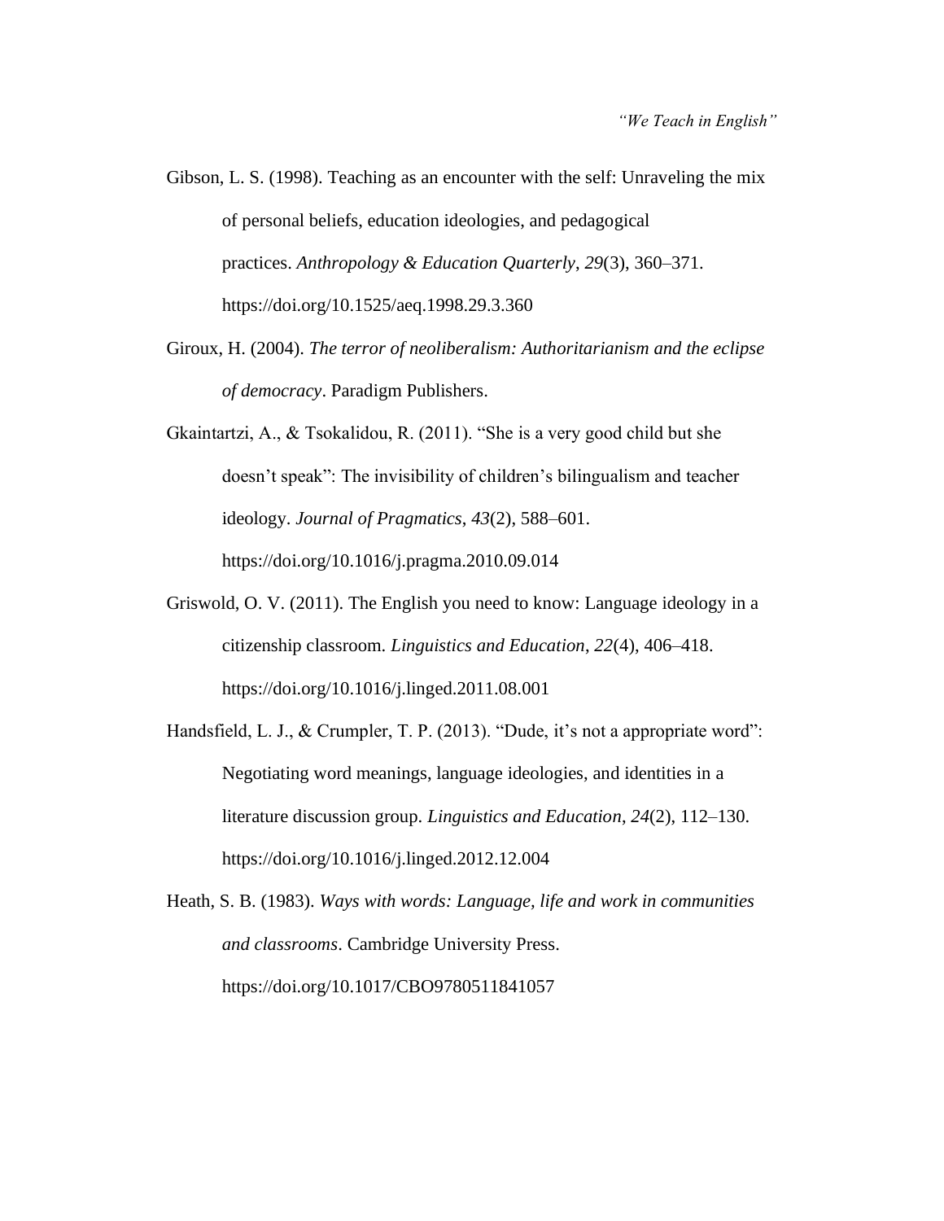Gibson, L. S. (1998). Teaching as an encounter with the self: Unraveling the mix of personal beliefs, education ideologies, and pedagogical practices. *Anthropology & Education Quarterly*, *29*(3), 360–371. https://doi.org/10.1525/aeq.1998.29.3.360

Giroux, H. (2004). *The terror of neoliberalism: Authoritarianism and the eclipse of democracy*. Paradigm Publishers.

Gkaintartzi, A., & Tsokalidou, R. (2011). "She is a very good child but she doesn't speak": The invisibility of children's bilingualism and teacher ideology. *Journal of Pragmatics*, *43*(2), 588–601. https://doi.org/10.1016/j.pragma.2010.09.014

Griswold, O. V. (2011). The English you need to know: Language ideology in a citizenship classroom. *Linguistics and Education*, *22*(4), 406–418. https://doi.org/10.1016/j.linged.2011.08.001

Handsfield, L. J., & Crumpler, T. P. (2013). "Dude, it's not a appropriate word": Negotiating word meanings, language ideologies, and identities in a literature discussion group. *Linguistics and Education*, *24*(2), 112–130. https://doi.org/10.1016/j.linged.2012.12.004

Heath, S. B. (1983). *Ways with words: Language, life and work in communities and classrooms*. Cambridge University Press. https://doi.org/10.1017/CBO9780511841057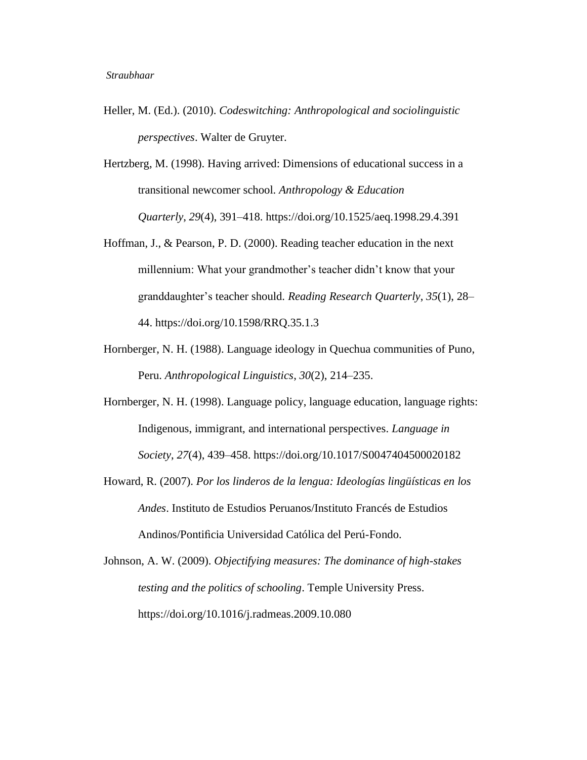Heller, M. (Ed.). (2010). *Codeswitching: Anthropological and sociolinguistic perspectives*. Walter de Gruyter.

Hertzberg, M. (1998). Having arrived: Dimensions of educational success in a transitional newcomer school. *Anthropology & Education Quarterly*, *29*(4), 391–418. https://doi.org/10.1525/aeq.1998.29.4.391

Hoffman, J., & Pearson, P. D. (2000). Reading teacher education in the next millennium: What your grandmother's teacher didn't know that your granddaughter's teacher should. *Reading Research Quarterly*, *35*(1), 28–44. https://doi.org/10.1598/RRQ.35.1.3

Hornberger, N. H. (1988). Language ideology in Quechua communities of Puno, Peru. *Anthropological Linguistics*, *30*(2), 214–235.

Hornberger, N. H. (1998). Language policy, language education, language rights: Indigenous, immigrant, and international perspectives. *Language in Society*, *27*(4), 439–458. https://doi.org/10.1017/S0047404500020182

Howard, R. (2007). *Por los linderos de la lengua: Ideologías lingüísticas en los Andes*. Instituto de Estudios Peruanos/Instituto Francés de Estudios Andinos/Pontificia Universidad Católica del Perú-Fondo.

Johnson, A. W. (2009). *Objectifying measures: The dominance of high-stakes testing and the politics of schooling*. Temple University Press. https://doi.org/10.1016/j.radmeas.2009.10.080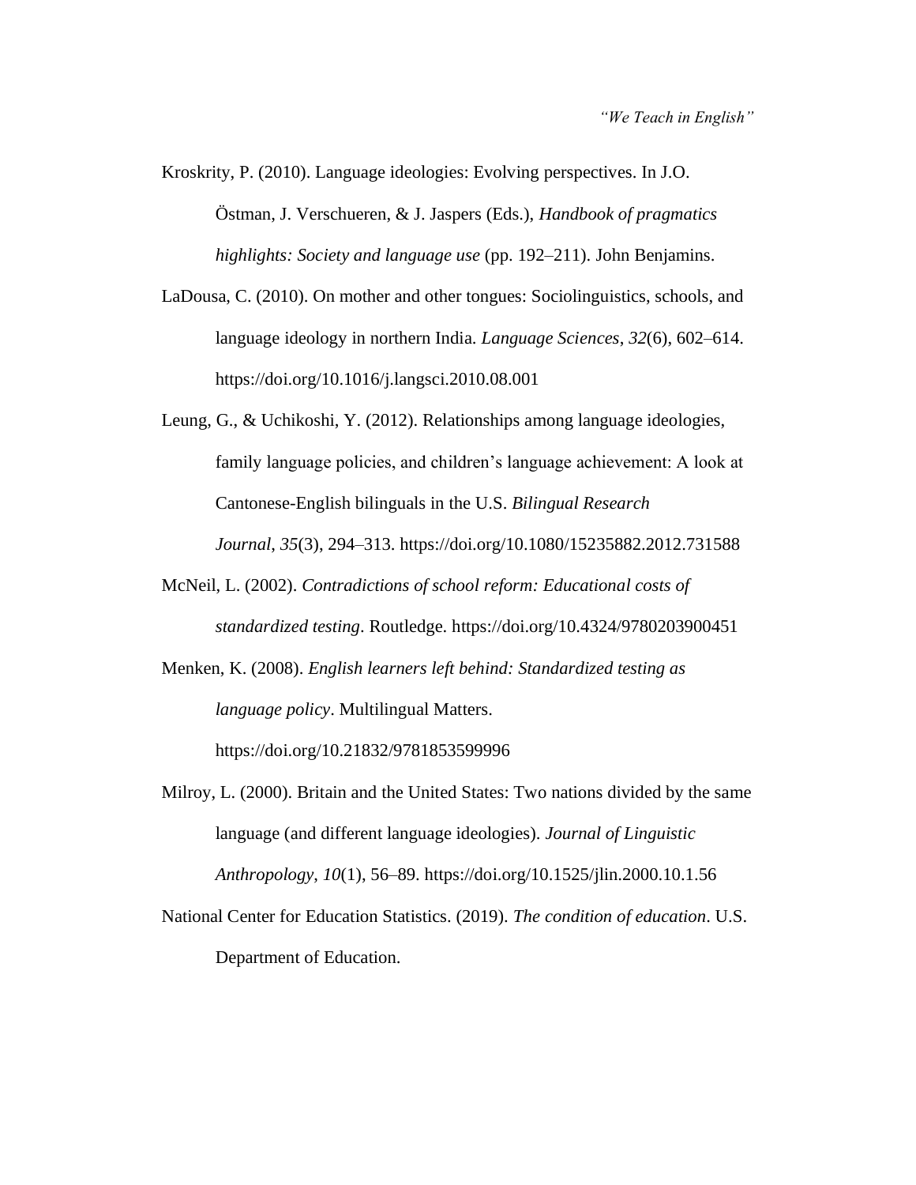Kroskrity, P. (2010). Language ideologies: Evolving perspectives. In J.O. Östman, J. Verschueren, & J. Jaspers (Eds.), *Handbook of pragmatics highlights: Society and language use* (pp. 192–211). John Benjamins.

LaDousa, C. (2010). On mother and other tongues: Sociolinguistics, schools, and language ideology in northern India. *Language Sciences*, *32*(6), 602–614. https://doi.org/10.1016/j.langsci.2010.08.001

Leung, G., & Uchikoshi, Y. (2012). Relationships among language ideologies, family language policies, and children's language achievement: A look at Cantonese-English bilinguals in the U.S. *Bilingual Research Journal*, *35*(3), 294–313. https://doi.org/10.1080/15235882.2012.731588

McNeil, L. (2002). *Contradictions of school reform: Educational costs of standardized testing*. Routledge. https://doi.org/10.4324/9780203900451

Menken, K. (2008). *English learners left behind: Standardized testing as language policy*. Multilingual Matters. https://doi.org/10.21832/9781853599996

Milroy, L. (2000). Britain and the United States: Two nations divided by the same language (and different language ideologies). *Journal of Linguistic Anthropology*, *10*(1), 56–89. https://doi.org/10.1525/jlin.2000.10.1.56

National Center for Education Statistics. (2019). *The condition of education*. U.S. Department of Education.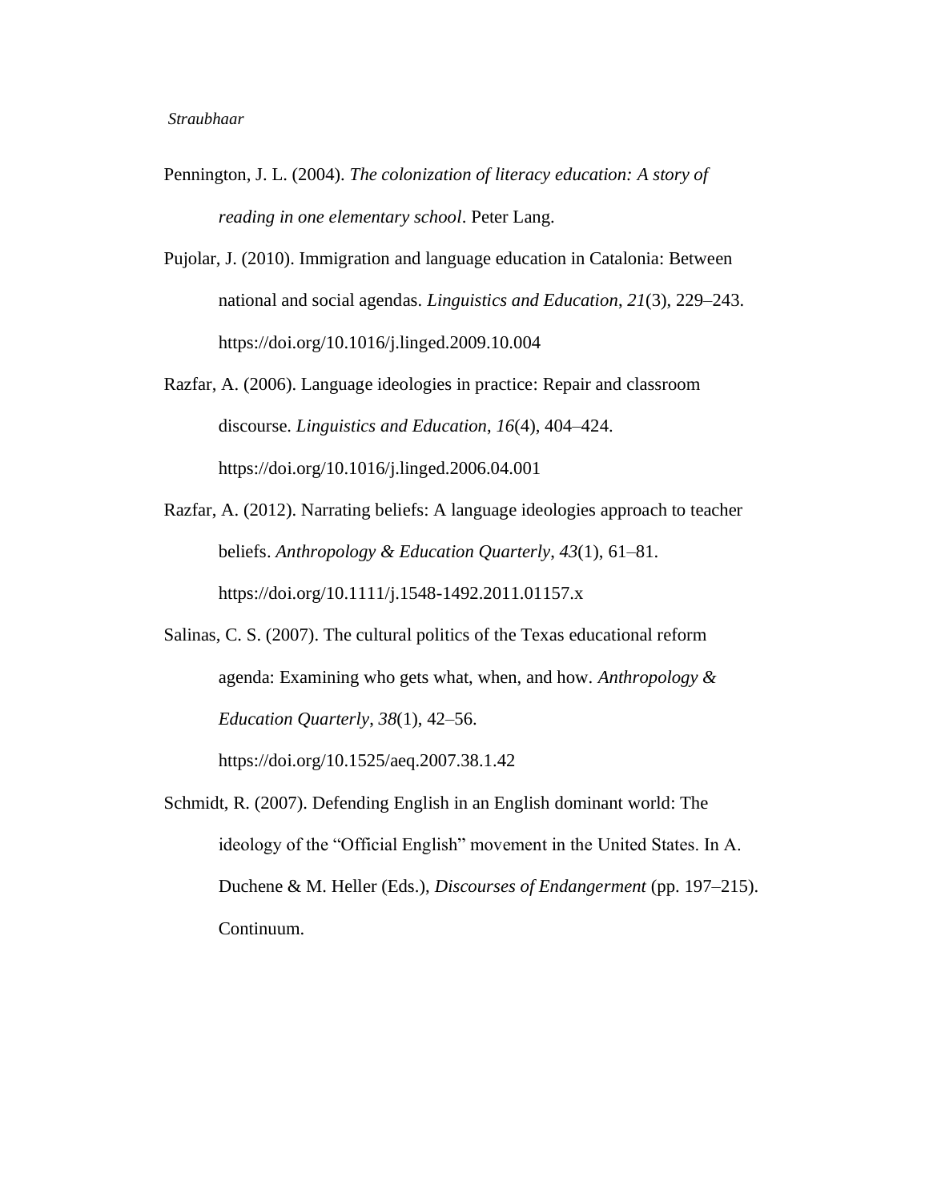Pennington, J. L. (2004). *The colonization of literacy education: A story of reading in one elementary school*. Peter Lang.

Pujolar, J. (2010). Immigration and language education in Catalonia: Between national and social agendas. *Linguistics and Education*, *21*(3), 229–243. https://doi.org/10.1016/j.linged.2009.10.004

Razfar, A. (2006). Language ideologies in practice: Repair and classroom discourse. *Linguistics and Education*, *16*(4), 404–424. https://doi.org/10.1016/j.linged.2006.04.001

Razfar, A. (2012). Narrating beliefs: A language ideologies approach to teacher beliefs. *Anthropology & Education Quarterly*, *43*(1), 61–81. https://doi.org/10.1111/j.1548-1492.2011.01157.x

Salinas, C. S. (2007). The cultural politics of the Texas educational reform agenda: Examining who gets what, when, and how. *Anthropology & Education Quarterly*, *38*(1), 42–56. https://doi.org/10.1525/aeq.2007.38.1.42

Schmidt, R. (2007). Defending English in an English dominant world: The ideology of the "Official English" movement in the United States. In A. Duchene & M. Heller (Eds.), *Discourses of Endangerment* (pp. 197–215). Continuum.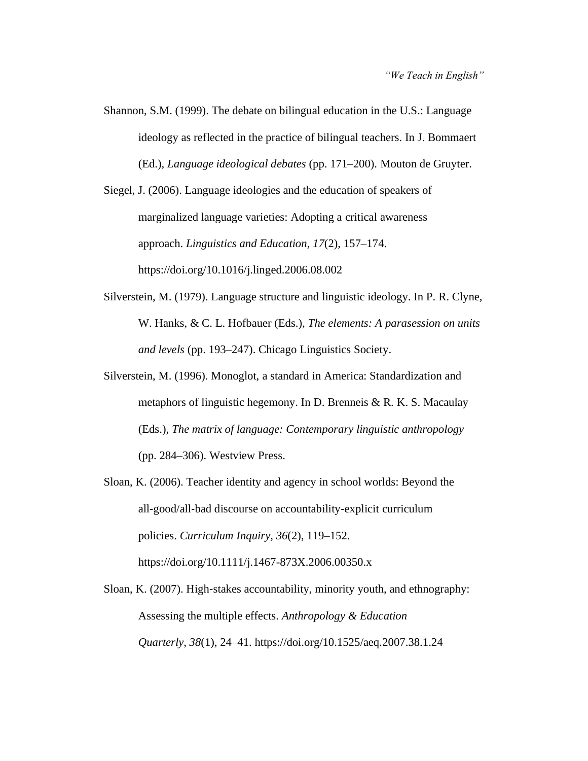Shannon, S.M. (1999). The debate on bilingual education in the U.S.: Language ideology as reflected in the practice of bilingual teachers. In J. Bommaert (Ed.), *Language ideological debates* (pp. 171–200). Mouton de Gruyter.

Siegel, J. (2006). Language ideologies and the education of speakers of marginalized language varieties: Adopting a critical awareness approach. *Linguistics and Education*, *17*(2), 157–174. https://doi.org/10.1016/j.linged.2006.08.002

Silverstein, M. (1979). Language structure and linguistic ideology. In P. R. Clyne, W. Hanks, & C. L. Hofbauer (Eds.), *The elements: A parasession on units and levels* (pp. 193–247). Chicago Linguistics Society.

Silverstein, M. (1996). Monoglot, a standard in America: Standardization and metaphors of linguistic hegemony. In D. Brenneis & R. K. S. Macaulay (Eds.), *The matrix of language: Contemporary linguistic anthropology* (pp. 284–306). Westview Press.

Sloan, K. (2006). Teacher identity and agency in school worlds: Beyond the all-good/all-bad discourse on accountability-explicit curriculum policies. *Curriculum Inquiry*, *36*(2), 119–152. https://doi.org/10.1111/j.1467-873X.2006.00350.x

Sloan, K. (2007). High-stakes accountability, minority youth, and ethnography: Assessing the multiple effects. *Anthropology & Education Quarterly*, *38*(1), 24–41. https://doi.org/10.1525/aeq.2007.38.1.24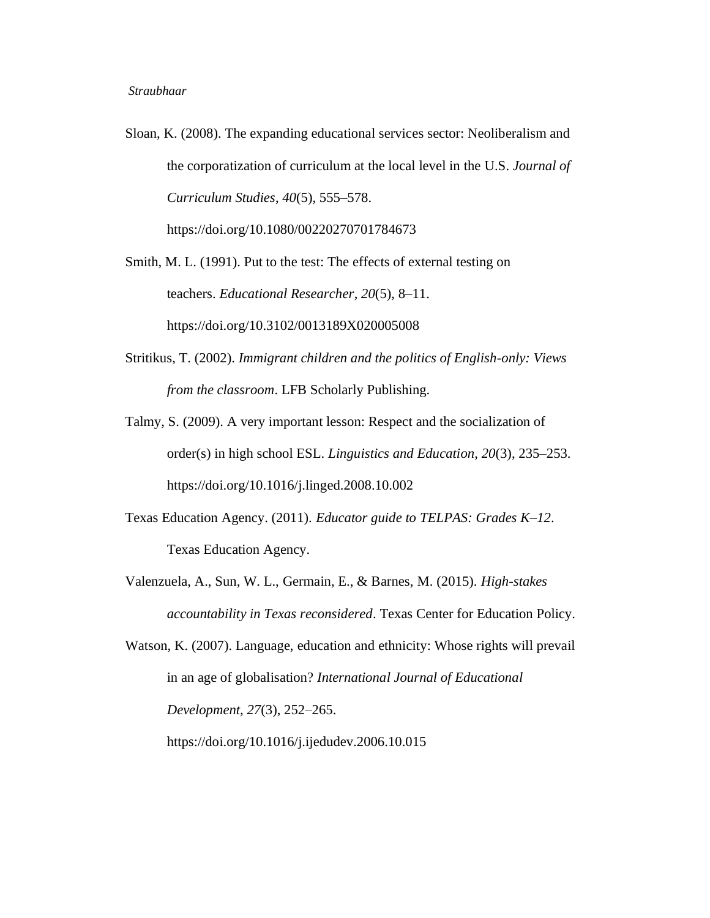Sloan, K. (2008). The expanding educational services sector: Neoliberalism and the corporatization of curriculum at the local level in the U.S. *Journal of Curriculum Studies*, *40*(5), 555–578. https://doi.org/10.1080/00220270701784673

Smith, M. L. (1991). Put to the test: The effects of external testing on teachers. *Educational Researcher*, *20*(5), 8–11. https://doi.org/10.3102/0013189X020005008

Stritikus, T. (2002). *Immigrant children and the politics of English-only: Views from the classroom*. LFB Scholarly Publishing.

Talmy, S. (2009). A very important lesson: Respect and the socialization of order(s) in high school ESL. *Linguistics and Education*, *20*(3), 235–253. https://doi.org/10.1016/j.linged.2008.10.002

Texas Education Agency. (2011). *Educator guide to TELPAS: Grades K–12*. Texas Education Agency.

Valenzuela, A., Sun, W. L., Germain, E., & Barnes, M. (2015). *High-stakes accountability in Texas reconsidered*. Texas Center for Education Policy.

Watson, K. (2007). Language, education and ethnicity: Whose rights will prevail in an age of globalisation? *International Journal of Educational Development*, *27*(3), 252–265. https://doi.org/10.1016/j.ijedudev.2006.10.015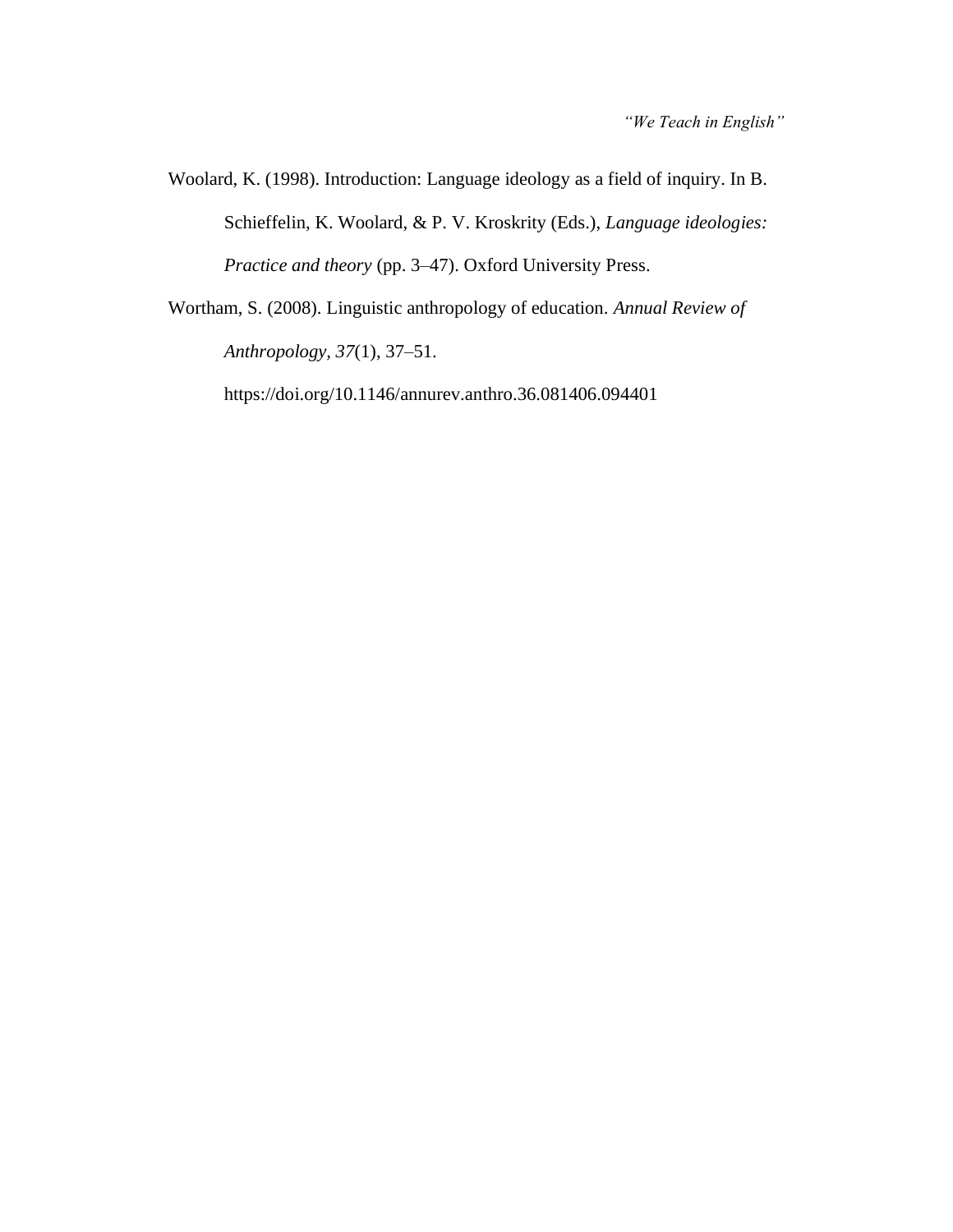Woolard, K. (1998). Introduction: Language ideology as a field of inquiry. In B. Schieffelin, K. Woolard, & P. V. Kroskrity (Eds.), *Language ideologies: Practice and theory* (pp. 3–47). Oxford University Press.

Wortham, S. (2008). Linguistic anthropology of education. *Annual Review of Anthropology, 37*(1), 37–51. https://doi.org/10.1146/annurev.anthro.36.081406.094401